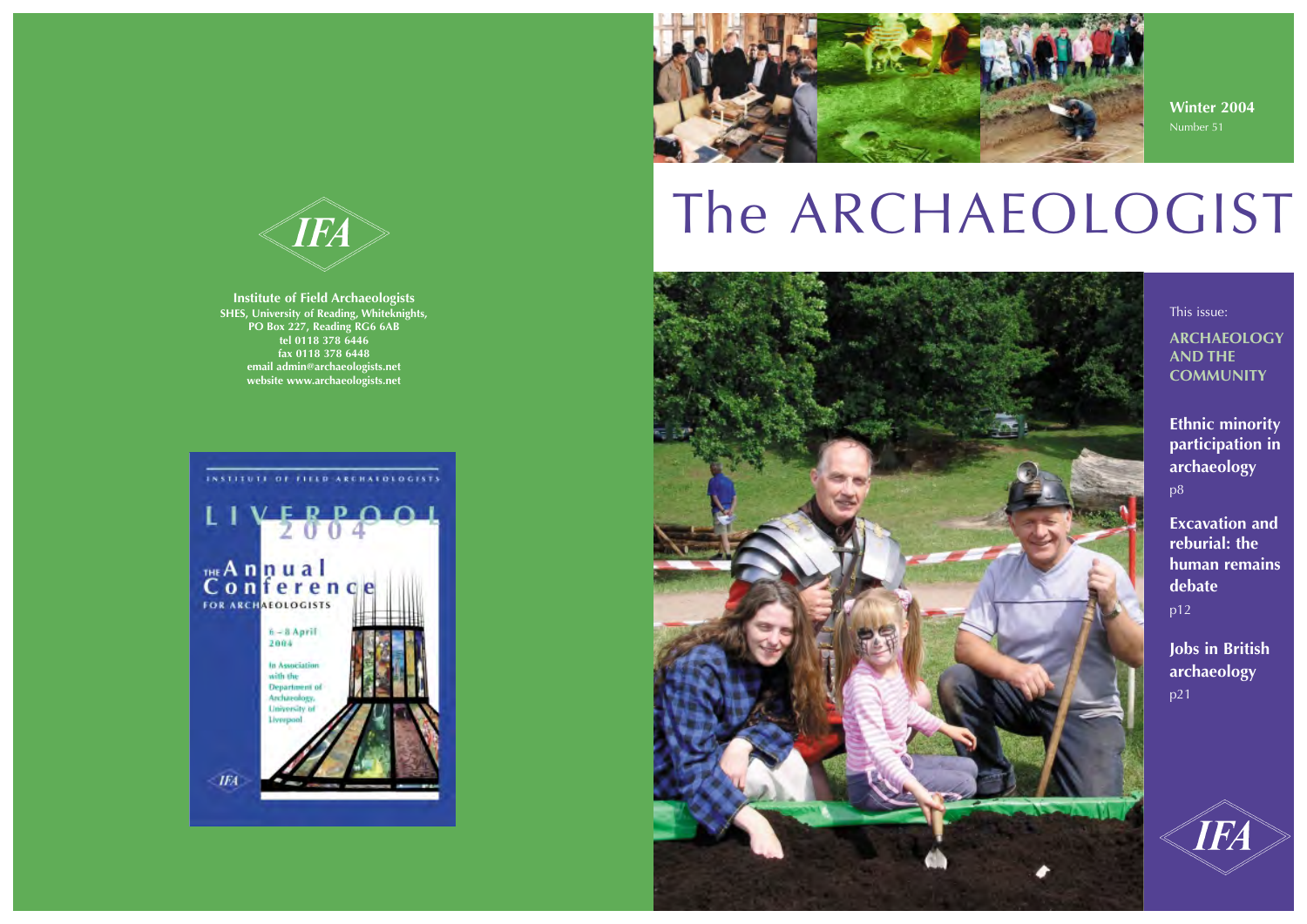IFA

**Institute of Field Archaeologists**
**SHES, University of Reading, Whiteknights,**
**PO Box 227, Reading RG6 6AB**
**tel 0118 378 6446**
**fax 0118 378 6448**
**email admin@archaeologists.net**
**website www.archaeologists.net**

INSTITUTE OF FIELD ARCHAEOLOGISTS

LIVERPOOL 2004

THE Annual Conference FOR ARCHAEOLOGISTS

6 – 8 April 2004

In Association with the Department of Archaeology, University of Liverpool

IFA

**Winter 2004**
Number 51

# The ARCHAEOLOGIST

This issue:

**ARCHAEOLOGY AND THE COMMUNITY**

**Ethnic minority participation in archaeology**
p8

**Excavation and reburial: the human remains debate**
p12

**Jobs in British archaeology**
p21

IFA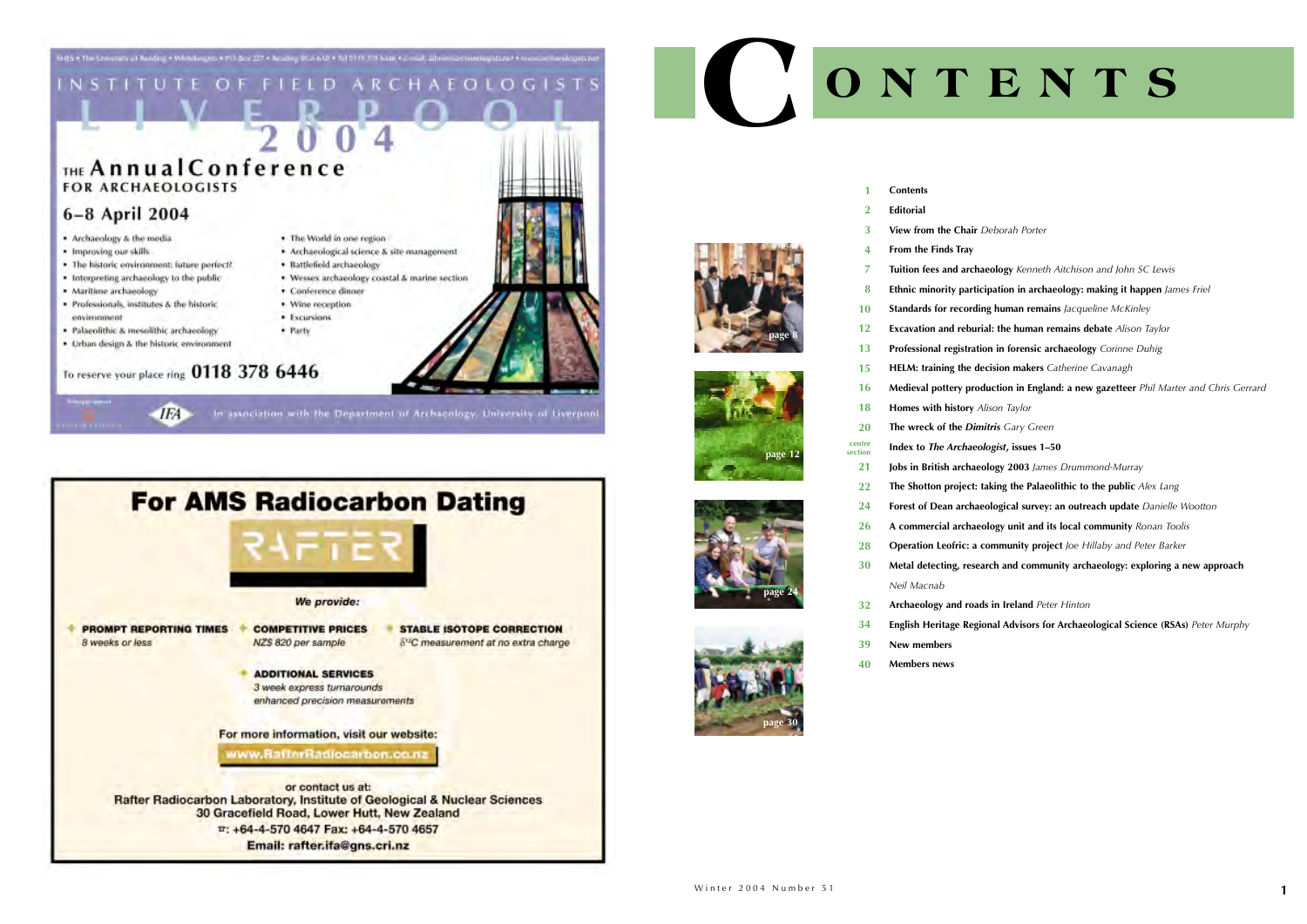SHES • The University of Reading • Whiteknights • PO Box 227 • Reading RG6 6AB • Tel 0118 378 6446 • Email: admin@archaeologists.net • www.archaeologists.net

INSTITUTE OF FIELD ARCHAEOLOGISTS

LIVERPOOL 2004

THE Annual Conference FOR ARCHAEOLOGISTS

6–8 April 2004

- Archaeology & the media
- Improving our skills
- The historic environment: future perfect?
- Interpreting archaeology to the public
- Maritime archaeology
- Professionals, institutes & the historic environment
- Palaeolithic & mesolithic archaeology
- Urban design & the historic environment
- The World in one region
- Archaeological science & site management
- Battlefield archaeology
- Wessex archaeology coastal & marine section
- Conference dinner
- Wine reception
- Excursions
- Party

To reserve your place ring **0118 378 6446**

IFA — In association with the Department of Archaeology, University of Liverpool

## For AMS Radiocarbon Dating

RAFTER

*We provide:*

- **PROMPT REPORTING TIMES** — *8 weeks or less*
- **COMPETITIVE PRICES** — *NZ$ 820 per sample*
- **STABLE ISOTOPE CORRECTION** — *$\delta^{13}C$ measurement at no extra charge*
- **ADDITIONAL SERVICES** — *3 week express turnarounds; enhanced precision measurements*

For more information, visit our website: www.RafterRadiocarbon.co.nz

or contact us at:
Rafter Radiocarbon Laboratory, Institute of Geological & Nuclear Sciences
30 Gracefield Road, Lower Hutt, New Zealand
☎: +64-4-570 4647 Fax: +64-4-570 4657
Email: rafter.ifa@gns.cri.nz

# CONTENTS

| | |
|---|---|
| 1 | **Contents** |
| 2 | **Editorial** |
| 3 | **View from the Chair** *Deborah Porter* |
| 4 | **From the Finds Tray** |
| 7 | **Tuition fees and archaeology** *Kenneth Aitchison and John SC Lewis* |
| 8 | **Ethnic minority participation in archaeology: making it happen** *James Friel* |
| 10 | **Standards for recording human remains** *Jacqueline McKinley* |
| 12 | **Excavation and reburial: the human remains debate** *Alison Taylor* |
| 13 | **Professional registration in forensic archaeology** *Corinne Duhig* |
| 15 | **HELM: training the decision makers** *Catherine Cavanagh* |
| 16 | **Medieval pottery production in England: a new gazetteer** *Phil Marter and Chris Gerrard* |
| 18 | **Homes with history** *Alison Taylor* |
| 20 | **The wreck of the *Dimitris*** *Gary Green* |
| centre section | **Index to *The Archaeologist*, issues 1–50** |
| 21 | **Jobs in British archaeology 2003** *James Drummond-Murray* |
| 22 | **The Shotton project: taking the Palaeolithic to the public** *Alex Lang* |
| 24 | **Forest of Dean archaeological survey: an outreach update** *Danielle Wootton* |
| 26 | **A commercial archaeology unit and its local community** *Ronan Toolis* |
| 28 | **Operation Leofric: a community project** *Joe Hillaby and Peter Barker* |
| 30 | **Metal detecting, research and community archaeology: exploring a new approach** *Neil Macnab* |
| 32 | **Archaeology and roads in Ireland** *Peter Hinton* |
| 34 | **English Heritage Regional Advisors for Archaeological Science (RSAs)** *Peter Murphy* |
| 39 | **New members** |
| 40 | **Members news** |

page 8

page 12

page 24

page 30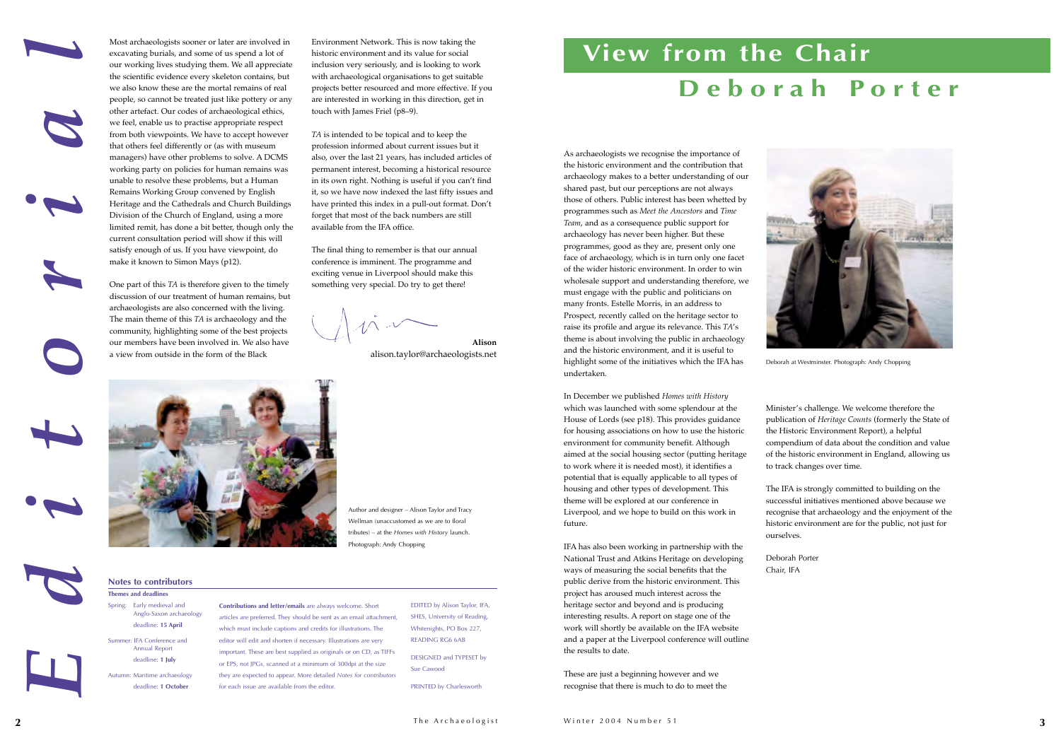# Editorial

Most archaeologists sooner or later are involved in excavating burials, and some of us spend a lot of our working lives studying them. We all appreciate the scientific evidence every skeleton contains, but we also know these are the mortal remains of real people, so cannot be treated just like pottery or any other artefact. Our codes of archaeological ethics, we feel, enable us to practise appropriate respect from both viewpoints. We have to accept however that others feel differently or (as with museum managers) have other problems to solve. A DCMS working party on policies for human remains was unable to resolve these problems, but a Human Remains Working Group convened by English Heritage and the Cathedrals and Church Buildings Division of the Church of England, using a more limited remit, has done a bit better, though only the current consultation period will show if this will satisfy enough of us. If you have viewpoint, do make it known to Simon Mays (p12).

One part of this *TA* is therefore given to the timely discussion of our treatment of human remains, but archaeologists are also concerned with the living. The main theme of this *TA* is archaeology and the community, highlighting some of the best projects our members have been involved in. We also have a view from outside in the form of the Black Environment Network. This is now taking the historic environment and its value for social inclusion very seriously, and is looking to work with archaeological organisations to get suitable projects better resourced and more effective. If you are interested in working in this direction, get in touch with James Friel (p8–9).

*TA* is intended to be topical and to keep the profession informed about current issues but it also, over the last 21 years, has included articles of permanent interest, becoming a historical resource in its own right. Nothing is useful if you can't find it, so we have now indexed the last fifty issues and have printed this index in a pull-out format. Don't forget that most of the back numbers are still available from the IFA office.

The final thing to remember is that our annual conference is imminent. The programme and exciting venue in Liverpool should make this something very special. Do try to get there!

**Alison**
alison.taylor@archaeologists.net

Author and designer – Alison Taylor and Tracy Wellman (unaccustomed as we are to floral tributes) – at the *Homes with History* launch. Photograph: Andy Chopping

### Notes to contributors

**Themes and deadlines**

- Spring: Early medieval and Anglo-Saxon archaeology — deadline: **15 April**
- Summer: IFA Conference and Annual Report — deadline: **1 July**
- Autumn: Maritime archaeology — deadline: **1 October**

**Contributions and letter/emails** are always welcome. Short articles are preferred. They should be sent as an email attachment, which must include captions and credits for illustrations. The editor will edit and shorten if necessary. Illustrations are very important. These are best supplied as originals or on CD, as TIFFs or EPS, not JPGs, scanned at a minimum of 300dpi at the size they are expected to appear. More detailed *Notes for contributors* for each issue are available from the editor.

EDITED by Alison Taylor, IFA, SHES, University of Reading, Whitenights, PO Box 227, READING RG6 6AB

DESIGNED and TYPESET by Sue Cawood

PRINTED by Charlesworth

# View from the Chair

## Deborah Porter

As archaeologists we recognise the importance of the historic environment and the contribution that archaeology makes to a better understanding of our shared past, but our perceptions are not always those of others. Public interest has been whetted by programmes such as *Meet the Ancestors* and *Time Team*, and as a consequence public support for archaeology has never been higher. But these programmes, good as they are, present only one face of archaeology, which is in turn only one facet of the wider historic environment. In order to win wholesale support and understanding therefore, we must engage with the public and politicians on many fronts. Estelle Morris, in an address to Prospect, recently called on the heritage sector to raise its profile and argue its relevance. This *TA*'s theme is about involving the public in archaeology and the historic environment, and it is useful to highlight some of the initiatives which the IFA has undertaken.

Deborah at Westminster. Photograph: Andy Chopping

In December we published *Homes with History* which was launched with some splendour at the House of Lords (see p18). This provides guidance for housing associations on how to use the historic environment for community benefit. Although aimed at the social housing sector (putting heritage to work where it is needed most), it identifies a potential that is equally applicable to all types of housing and other types of development. This theme will be explored at our conference in Liverpool, and we hope to build on this work in future.

IFA has also been working in partnership with the National Trust and Atkins Heritage on developing ways of measuring the social benefits that the public derive from the historic environment. This project has aroused much interest across the heritage sector and beyond and is producing interesting results. A report on stage one of the work will shortly be available on the IFA website and a paper at the Liverpool conference will outline the results to date.

These are just a beginning however and we recognise that there is much to do to meet the Minister's challenge. We welcome therefore the publication of *Heritage Counts* (formerly the State of the Historic Environment Report), a helpful compendium of data about the condition and value of the historic environment in England, allowing us to track changes over time.

The IFA is strongly committed to building on the successful initiatives mentioned above because we recognise that archaeology and the enjoyment of the historic environment are for the public, not just for ourselves.

Deborah Porter
Chair, IFA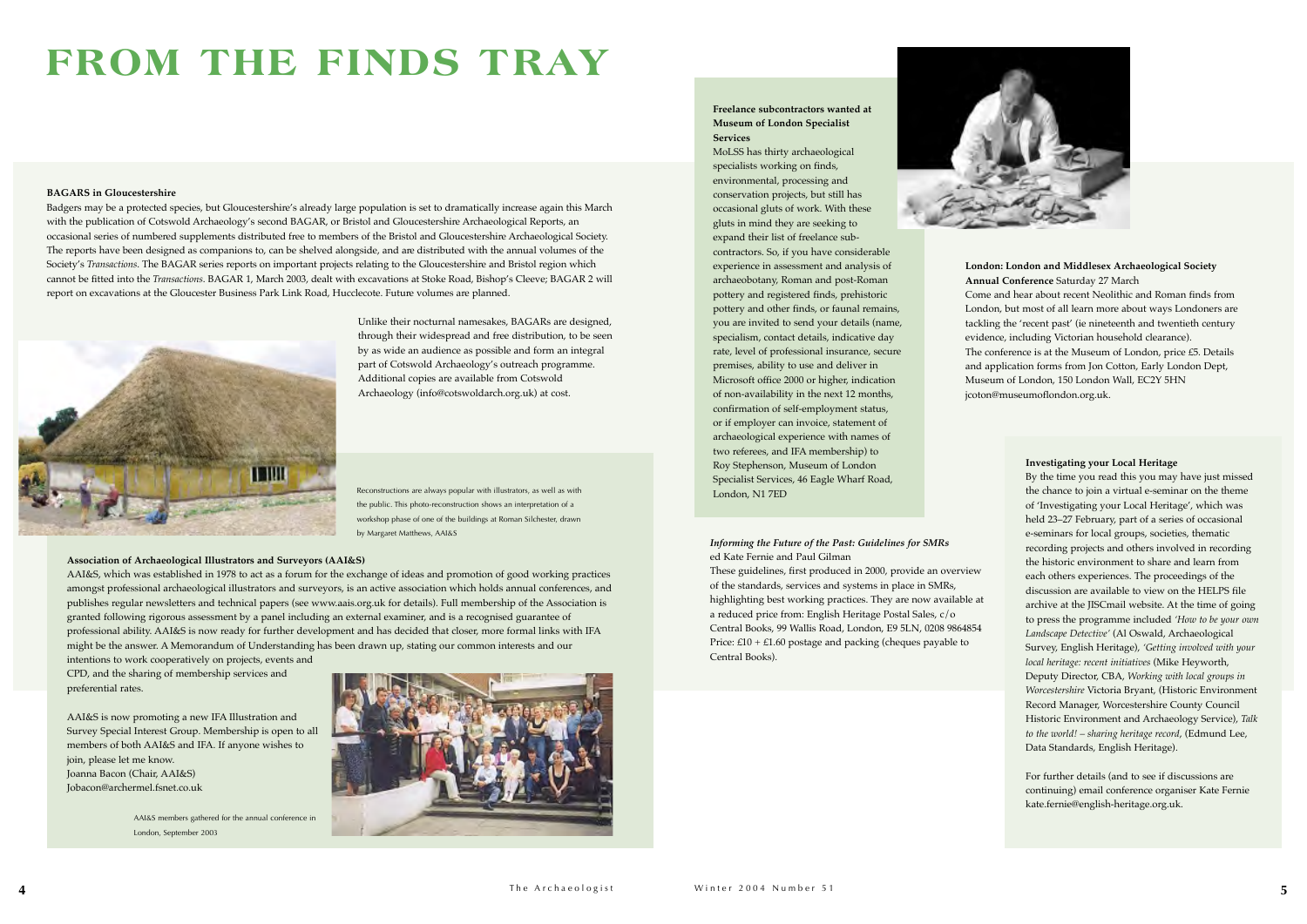# FROM THE FINDS TRAY

**BAGARS in Gloucestershire**

Badgers may be a protected species, but Gloucestershire's already large population is set to dramatically increase again this March with the publication of Cotswold Archaeology's second BAGAR, or Bristol and Gloucestershire Archaeological Reports, an occasional series of numbered supplements distributed free to members of the Bristol and Gloucestershire Archaeological Society. The reports have been designed as companions to, can be shelved alongside, and are distributed with the annual volumes of the Society's *Transactions*. The BAGAR series reports on important projects relating to the Gloucestershire and Bristol region which cannot be fitted into the *Transactions*. BAGAR 1, March 2003, dealt with excavations at Stoke Road, Bishop's Cleeve; BAGAR 2 will report on excavations at the Gloucester Business Park Link Road, Hucclecote. Future volumes are planned.

Unlike their nocturnal namesakes, BAGARs are designed, through their widespread and free distribution, to be seen by as wide an audience as possible and form an integral part of Cotswold Archaeology's outreach programme. Additional copies are available from Cotswold Archaeology (info@cotswoldarch.org.uk) at cost.

Reconstructions are always popular with illustrators, as well as with the public. This photo-reconstruction shows an interpretation of a workshop phase of one of the buildings at Roman Silchester, drawn by Margaret Matthews, AAI&S

**Association of Archaeological Illustrators and Surveyors (AAI&S)**

AAI&S, which was established in 1978 to act as a forum for the exchange of ideas and promotion of good working practices amongst professional archaeological illustrators and surveyors, is an active association which holds annual conferences, and publishes regular newsletters and technical papers (see www.aais.org.uk for details). Full membership of the Association is granted following rigorous assessment by a panel including an external examiner, and is a recognised guarantee of professional ability. AAI&S is now ready for further development and has decided that closer, more formal links with IFA might be the answer. A Memorandum of Understanding has been drawn up, stating our common interests and our intentions to work cooperatively on projects, events and CPD, and the sharing of membership services and preferential rates.

AAI&S is now promoting a new IFA Illustration and Survey Special Interest Group. Membership is open to all members of both AAI&S and IFA. If anyone wishes to join, please let me know.
Joanna Bacon (Chair, AAI&S)
Jobacon@archermel.fsnet.co.uk

AAI&S members gathered for the annual conference in London, September 2003

**Freelance subcontractors wanted at Museum of London Specialist Services**

MoLSS has thirty archaeological specialists working on finds, environmental, processing and conservation projects, but still has occasional gluts of work. With these gluts in mind they are seeking to expand their list of freelance sub-contractors. So, if you have considerable experience in assessment and analysis of archaeobotany, Roman and post-Roman pottery and registered finds, prehistoric pottery and other finds, or faunal remains, you are invited to send your details (name, specialism, contact details, indicative day rate, level of professional insurance, secure premises, ability to use and deliver in Microsoft office 2000 or higher, indication of non-availability in the next 12 months, confirmation of self-employment status, or if employer can invoice, statement of archaeological experience with names of two referees, and IFA membership) to Roy Stephenson, Museum of London Specialist Services, 46 Eagle Wharf Road, London, N1 7ED

***Informing the Future of the Past: Guidelines for SMRs***
ed Kate Fernie and Paul Gilman

These guidelines, first produced in 2000, provide an overview of the standards, services and systems in place in SMRs, highlighting best working practices. They are now available at a reduced price from: English Heritage Postal Sales, c/o Central Books, 99 Wallis Road, London, E9 5LN, 0208 9864854 Price: £10 + £1.60 postage and packing (cheques payable to Central Books).

**London: London and Middlesex Archaeological Society Annual Conference** Saturday 27 March

Come and hear about recent Neolithic and Roman finds from London, but most of all learn more about ways Londoners are tackling the 'recent past' (ie nineteenth and twentieth century evidence, including Victorian household clearance).
The conference is at the Museum of London, price £5. Details and application forms from Jon Cotton, Early London Dept, Museum of London, 150 London Wall, EC2Y 5HN jcoton@museumoflondon.org.uk.

**Investigating your Local Heritage**

By the time you read this you may have just missed the chance to join a virtual e-seminar on the theme of 'Investigating your Local Heritage', which was held 23–27 February, part of a series of occasional e-seminars for local groups, societies, thematic recording projects and others involved in recording the historic environment to share and learn from each others experiences. The proceedings of the discussion are available to view on the HELPS file archive at the JISCmail website. At the time of going to press the programme included *'How to be your own Landscape Detective'* (Al Oswald, Archaeological Survey, English Heritage), *'Getting involved with your local heritage: recent initiatives* (Mike Heyworth, Deputy Director, CBA, *Working with local groups in Worcestershire* Victoria Bryant, (Historic Environment Record Manager, Worcestershire County Council Historic Environment and Archaeology Service), *Talk to the world! – sharing heritage record*, (Edmund Lee, Data Standards, English Heritage).

For further details (and to see if discussions are continuing) email conference organiser Kate Fernie kate.fernie@english-heritage.org.uk.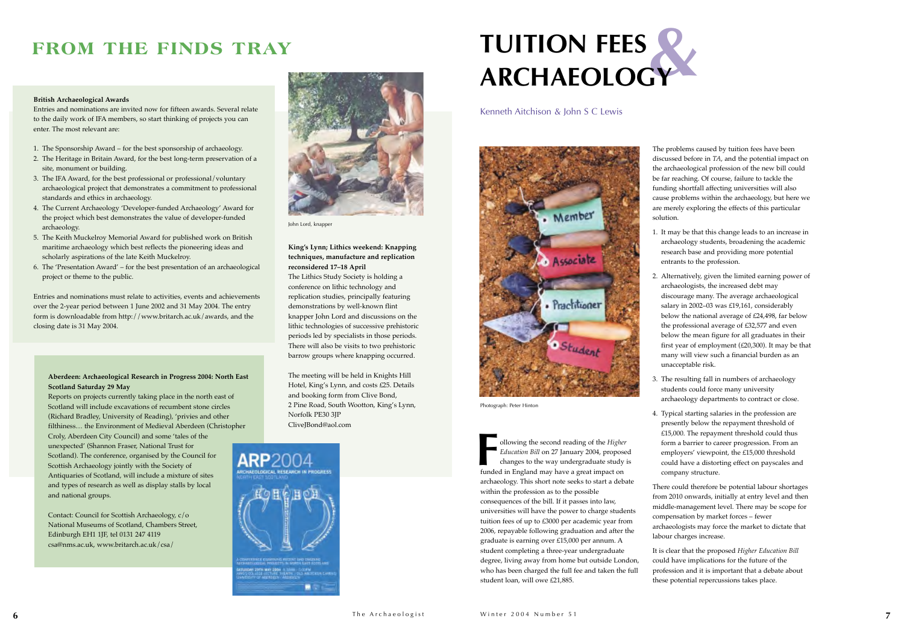# FROM THE FINDS TRAY

**British Archaeological Awards**

Entries and nominations are invited now for fifteen awards. Several relate to the daily work of IFA members, so start thinking of projects you can enter. The most relevant are:

1. The Sponsorship Award – for the best sponsorship of archaeology.
2. The Heritage in Britain Award, for the best long-term preservation of a site, monument or building.
3. The IFA Award, for the best professional or professional/voluntary archaeological project that demonstrates a commitment to professional standards and ethics in archaeology.
4. The Current Archaeology 'Developer-funded Archaeology' Award for the project which best demonstrates the value of developer-funded archaeology.
5. The Keith Muckelroy Memorial Award for published work on British maritime archaeology which best reflects the pioneering ideas and scholarly aspirations of the late Keith Muckelroy.
6. The 'Presentation Award' – for the best presentation of an archaeological project or theme to the public.

Entries and nominations must relate to activities, events and achievements over the 2-year period between 1 June 2002 and 31 May 2004. The entry form is downloadable from http://www.britarch.ac.uk/awards, and the closing date is 31 May 2004.

**Aberdeen: Archaeological Research in Progress 2004: North East Scotland Saturday 29 May**

Reports on projects currently taking place in the north east of Scotland will include excavations of recumbent stone circles (Richard Bradley, University of Reading), 'privies and other filthiness… the Environment of Medieval Aberdeen (Christopher Croly, Aberdeen City Council) and some 'tales of the unexpected' (Shannon Fraser, National Trust for Scotland). The conference, organised by the Council for Scottish Archaeology jointly with the Society of Antiquaries of Scotland, will include a mixture of sites and types of research as well as display stalls by local and national groups.

Contact: Council for Scottish Archaeology, c/o National Museums of Scotland, Chambers Street, Edinburgh EH1 1JF, tel 0131 247 4119 csa@nms.ac.uk, www.britarch.ac.uk/csa/

John Lord, knapper

**King's Lynn; Lithics weekend: Knapping techniques, manufacture and replication reconsidered 17–18 April**

The Lithics Study Society is holding a conference on lithic technology and replication studies, principally featuring demonstrations by well-known flint knapper John Lord and discussions on the lithic technologies of successive prehistoric periods led by specialists in those periods. There will also be visits to two prehistoric barrow groups where knapping occurred.

The meeting will be held in Knights Hill Hotel, King's Lynn, and costs £25. Details and booking form from Clive Bond, 2 Pine Road, South Wootton, King's Lynn, Norfolk PE30 3JP CliveJBond@aol.com

# TUITION FEES & ARCHAEOLOGY

Kenneth Aitchison & John S C Lewis

Photograph: Peter Hinton

Following the second reading of the *Higher Education Bill* on 27 January 2004, proposed changes to the way undergraduate study is funded in England may have a great impact on archaeology. This short note seeks to start a debate within the profession as to the possible consequences of the bill. If it passes into law, universities will have the power to charge students tuition fees of up to £3000 per academic year from 2006, repayable following graduation and after the graduate is earning over £15,000 per annum. A student completing a three-year undergraduate degree, living away from home but outside London, who has been charged the full fee and taken the full student loan, will owe £21,885.

The problems caused by tuition fees have been discussed before in *TA*, and the potential impact on the archaeological profession of the new bill could be far reaching. Of course, failure to tackle the funding shortfall affecting universities will also cause problems within the archaeology, but here we are merely exploring the effects of this particular solution.

1. It may be that this change leads to an increase in archaeology students, broadening the academic research base and providing more potential entrants to the profession.
2. Alternatively, given the limited earning power of archaeologists, the increased debt may discourage many. The average archaeological salary in 2002–03 was £19,161, considerably below the national average of £24,498, far below the professional average of £32,577 and even below the mean figure for all graduates in their first year of employment (£20,300). It may be that many will view such a financial burden as an unacceptable risk.
3. The resulting fall in numbers of archaeology students could force many university archaeology departments to contract or close.
4. Typical starting salaries in the profession are presently below the repayment threshold of £15,000. The repayment threshold could thus form a barrier to career progression. From an employers' viewpoint, the £15,000 threshold could have a distorting effect on payscales and company structure.

There could therefore be potential labour shortages from 2010 onwards, initially at entry level and then middle-management level. There may be scope for compensation by market forces – fewer archaeologists may force the market to dictate that labour charges increase.

It is clear that the proposed *Higher Education Bill* could have implications for the future of the profession and it is important that a debate about these potential repercussions takes place.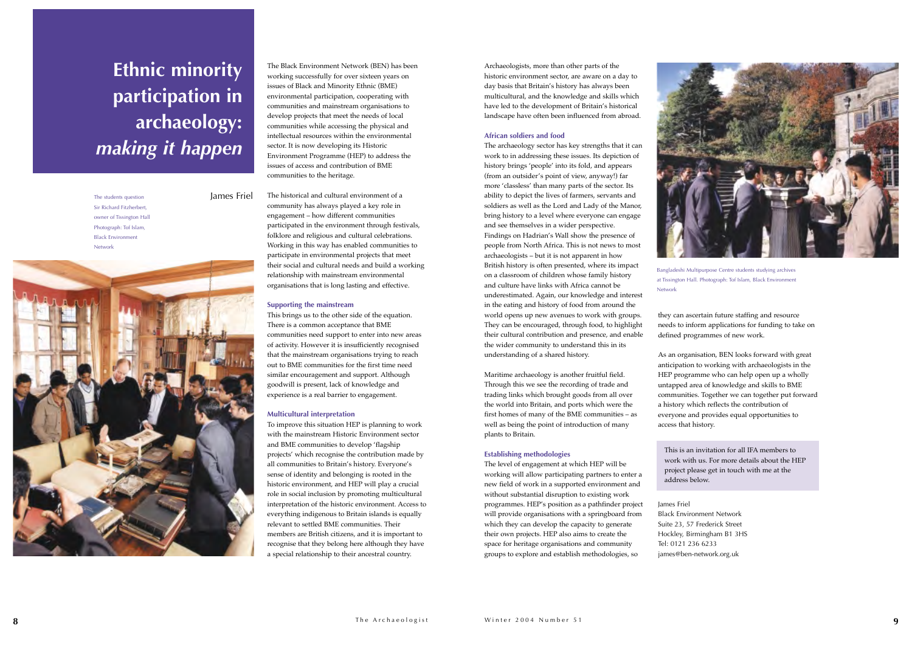# Ethnic minority participation in archaeology: *making it happen*

James Friel

The students question Sir Richard Fitzherbert, owner of Tissington Hall Photograph: Tof Islam, Black Environment Network

The Black Environment Network (BEN) has been working successfully for over sixteen years on issues of Black and Minority Ethnic (BME) environmental participation, cooperating with communities and mainstream organisations to develop projects that meet the needs of local communities while accessing the physical and intellectual resources within the environmental sector. It is now developing its Historic Environment Programme (HEP) to address the issues of access and contribution of BME communities to the heritage.

The historical and cultural environment of a community has always played a key role in engagement – how different communities participated in the environment through festivals, folklore and religious and cultural celebrations. Working in this way has enabled communities to participate in environmental projects that meet their social and cultural needs and build a working relationship with mainstream environmental organisations that is long lasting and effective.

### Supporting the mainstream

This brings us to the other side of the equation. There is a common acceptance that BME communities need support to enter into new areas of activity. However it is insufficiently recognised that the mainstream organisations trying to reach out to BME communities for the first time need similar encouragement and support. Although goodwill is present, lack of knowledge and experience is a real barrier to engagement.

### Multicultural interpretation

To improve this situation HEP is planning to work with the mainstream Historic Environment sector and BME communities to develop 'flagship projects' which recognise the contribution made by all communities to Britain's history. Everyone's sense of identity and belonging is rooted in the historic environment, and HEP will play a crucial role in social inclusion by promoting multicultural interpretation of the historic environment. Access to everything indigenous to Britain islands is equally relevant to settled BME communities. Their members are British citizens, and it is important to recognise that they belong here although they have a special relationship to their ancestral country.

Archaeologists, more than other parts of the historic environment sector, are aware on a day to day basis that Britain's history has always been multicultural, and the knowledge and skills which have led to the development of Britain's historical landscape have often been influenced from abroad.

### African soldiers and food

The archaeology sector has key strengths that it can work to in addressing these issues. Its depiction of history brings 'people' into its fold, and appears (from an outsider's point of view, anyway!) far more 'classless' than many parts of the sector. Its ability to depict the lives of farmers, servants and soldiers as well as the Lord and Lady of the Manor, bring history to a level where everyone can engage and see themselves in a wider perspective. Findings on Hadrian's Wall show the presence of people from North Africa. This is not news to most archaeologists – but it is not apparent in how British history is often presented, where its impact on a classroom of children whose family history and culture have links with Africa cannot be underestimated. Again, our knowledge and interest in the eating and history of food from around the world opens up new avenues to work with groups. They can be encouraged, through food, to highlight their cultural contribution and presence, and enable the wider community to understand this in its understanding of a shared history.

Maritime archaeology is another fruitful field. Through this we see the recording of trade and trading links which brought goods from all over the world into Britain, and ports which were the first homes of many of the BME communities – as well as being the point of introduction of many plants to Britain.

### Establishing methodologies

The level of engagement at which HEP will be working will allow participating partners to enter a new field of work in a supported environment and without substantial disruption to existing work programmes. HEP's position as a pathfinder project will provide organisations with a springboard from which they can develop the capacity to generate their own projects. HEP also aims to create the space for heritage organisations and community groups to explore and establish methodologies, so they can ascertain future staffing and resource needs to inform applications for funding to take on defined programmes of new work.

Bangladeshi Multipurpose Centre students studying archives at Tissington Hall. Photograph: Tof Islam, Black Environment Network

As an organisation, BEN looks forward with great anticipation to working with archaeologists in the HEP programme who can help open up a wholly untapped area of knowledge and skills to BME communities. Together we can together put forward a history which reflects the contribution of everyone and provides equal opportunities to access that history.

This is an invitation for all IFA members to work with us. For more details about the HEP project please get in touch with me at the address below.

James Friel
Black Environment Network
Suite 23, 57 Frederick Street
Hockley, Birmingham B1 3HS
Tel: 0121 236 6233
james@ben-network.org.uk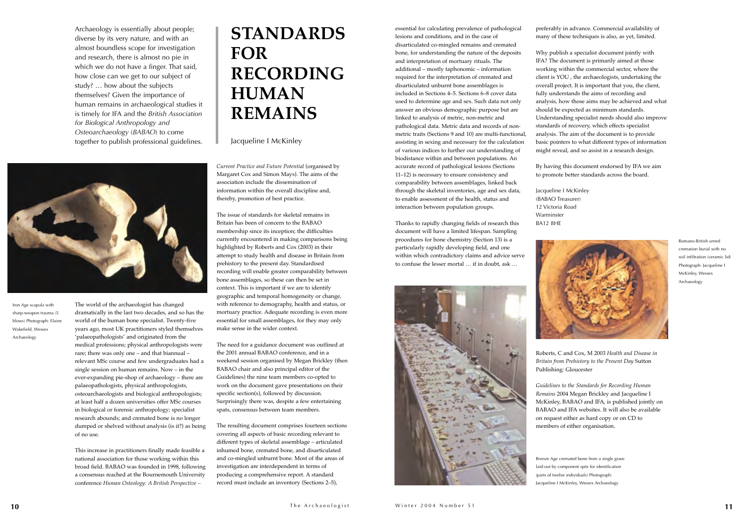Archaeology is essentially about people; diverse by its very nature, and with an almost boundless scope for investigation and research, there is almost no pie in which we do not have a finger. That said, how close can we get to our subject of study? … how about the subjects themselves? Given the importance of human remains in archaeological studies it is timely for IFA and the *British Association for Biological Anthropology and Osteoarchaeology* (*BABAO*) to come together to publish professional guidelines.

# STANDARDS FOR RECORDING HUMAN REMAINS

Jacqueline I McKinley

Iron Age scapula with sharp-weapon trauma (5 blows) Photograph: Elaine Wakefield, Wessex Archaeology

The world of the archaeologist has changed dramatically in the last two decades, and so has the world of the human bone specialist. Twenty-five years ago, most UK practitioners styled themselves 'palaeopathologists' and originated from the medical professions; physical anthropologists were rare; there was only one – and that biannual – relevant MSc course and few undergraduates had a single session on human remains. Now – in the ever-expanding pie-shop of archaeology – there are palaeopathologists, physical anthropologists, osteoarchaeologists and biological anthropologists; at least half a dozen universities offer MSc courses in biological or forensic anthropology; specialist research abounds; and cremated bone is no longer dumped or shelved without analysis (is it?) as being of no use.

This increase in practitioners finally made feasible a national association for those working within this broad field. BABAO was founded in 1998, following a consensus reached at the Bournemouth University conference *Human Osteology: A British Perspective – Current Practice and Future Potential* (organised by Margaret Cox and Simon Mays). The aims of the association include the dissemination of information within the overall discipline and, thereby, promotion of best practice.

The issue of standards for skeletal remains in Britain has been of concern to the BABAO membership since its inception; the difficulties currently encountered in making comparisons being highlighted by Roberts and Cox (2003) in their attempt to study health and disease in Britain from prehistory to the present day. Standardised recording will enable greater comparability between bone assemblages, so these can then be set in context. This is important if we are to identify geographic and temporal homogeneity or change, with reference to demography, health and status, or mortuary practice. Adequate recording is even more essential for small assemblages, for they may only make sense in the wider context.

The need for a guidance document was outlined at the 2001 annual BABAO conference, and in a weekend session organised by Megan Brickley (then BABAO chair and also principal editor of the Guidelines) the nine team members co-opted to work on the document gave presentations on their specific section(s), followed by discussion. Surprisingly there was, despite a few entertaining spats, consensus between team members.

The resulting document comprises fourteen sections covering all aspects of basic recording relevant to different types of skeletal assemblage – articulated inhumed bone, cremated bone, and disarticulated and co-mingled unburnt bone. Most of the areas of investigation are interdependent in terms of producing a comprehensive report. A standard record must include an inventory (Sections 2–5), essential for calculating prevalence of pathological lesions and conditions, and in the case of disarticulated co-mingled remains and cremated bone, for understanding the nature of the deposits and interpretation of mortuary rituals. The additional – mostly taphonomic – information required for the interpretation of cremated and disarticulated unburnt bone assemblages is included in Sections 4–5. Sections 6–8 cover data used to determine age and sex. Such data not only answer an obvious demographic purpose but are linked to analysis of metric, non-metric and pathological data. Metric data and records of non-metric traits (Sections 9 and 10) are multi-functional, assisting in sexing and necessary for the calculation of various indices to further our understanding of biodistance within and between populations. An accurate record of pathological lesions (Sections 11–12) is necessary to ensure consistency and comparability between assemblages, linked back through the skeletal inventories, age and sex data, to enable assessment of the health, status and interaction between population groups.

Thanks to rapidly changing fields of research this document will have a limited lifespan. Sampling procedures for bone chemistry (Section 13) is a particularly rapidly developing field, and one within which contradictory claims and advice serve to confuse the lesser mortal … if in doubt, ask … preferably in advance. Commercial availability of many of these techniques is also, as yet, limited.

Bronze Age cremated bone from a single grave laid-out by component spits for identification (parts of twelve individuals) Photograph: Jacqueline I McKinley, Wessex Archaeology

Why publish a specialist document jointly with IFA? The document is primarily aimed at those working within the commercial sector, where the client is YOU , the archaeologists, undertaking the overall project. It is important that you, the client, fully understands the aims of recording and analysis, how those aims may be achieved and what should be expected as minimum standards. Understanding specialist needs should also improve standards of recovery, which effects specialist analysis. The aim of the document is to provide basic pointers to what different types of information might reveal, and so assist in a research design.

By having this document endorsed by IFA we aim to promote better standards across the board.

Jacqueline I McKinley
(BABAO Treasurer)
12 Victoria Road
Warminster
BA12 8HE

Romano-British urned cremation burial with no soil infiltration (ceramic lid) Photograph: Jacqueline I McKinley, Wessex Archaeology

Roberts, C and Cox, M 2003 *Health and Disease in Britain from Prehistory to the Present Day* Sutton Publishing: Gloucester

*Guidelines to the Standards for Recording Human Remains* 2004 Megan Brickley and Jacqueline I McKinley, BABAO and IFA, is published jointly on BABAO and IFA websites. It will also be available on request either as hard copy or on CD to members of either organisation.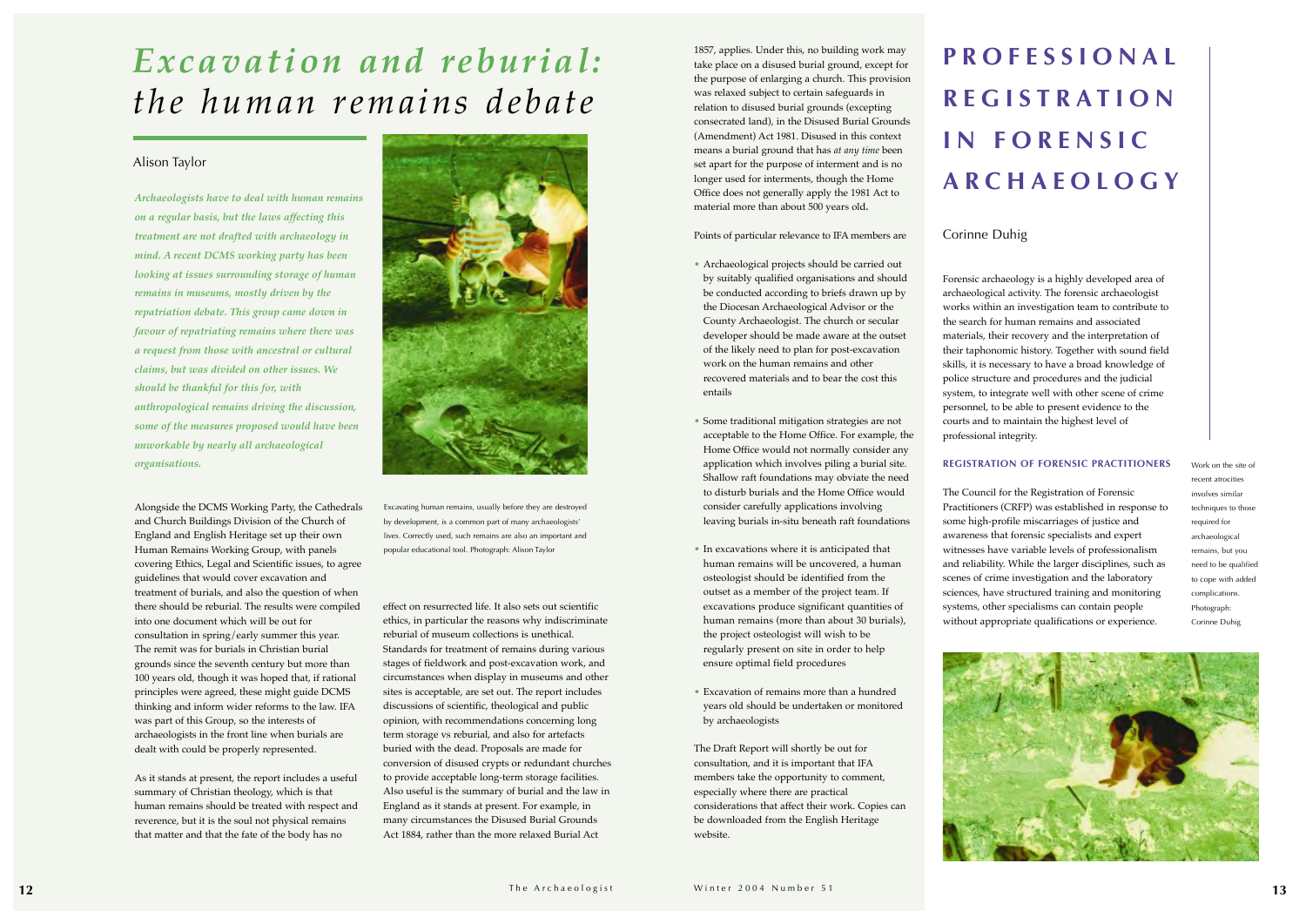# *Excavation and reburial:* *the human remains debate*

Alison Taylor

***Archaeologists have to deal with human remains on a regular basis, but the laws affecting this treatment are not drafted with archaeology in mind. A recent DCMS working party has been looking at issues surrounding storage of human remains in museums, mostly driven by the repatriation debate. This group came down in favour of repatriating remains where there was a request from those with ancestral or cultural claims, but was divided on other issues. We should be thankful for this for, with anthropological remains driving the discussion, some of the measures proposed would have been unworkable by nearly all archaeological organisations.***

Excavating human remains, usually before they are destroyed by development, is a common part of many archaeologists' lives. Correctly used, such remains are also an important and popular educational tool. Photograph: Alison Taylor

Alongside the DCMS Working Party, the Cathedrals and Church Buildings Division of the Church of England and English Heritage set up their own Human Remains Working Group, with panels covering Ethics, Legal and Scientific issues, to agree guidelines that would cover excavation and treatment of burials, and also the question of when there should be reburial. The results were compiled into one document which will be out for consultation in spring/early summer this year. The remit was for burials in Christian burial grounds since the seventh century but more than 100 years old, though it was hoped that, if rational principles were agreed, these might guide DCMS thinking and inform wider reforms to the law. IFA was part of this Group, so the interests of archaeologists in the front line when burials are dealt with could be properly represented.

As it stands at present, the report includes a useful summary of Christian theology, which is that human remains should be treated with respect and reverence, but it is the soul not physical remains that matter and that the fate of the body has no effect on resurrected life. It also sets out scientific ethics, in particular the reasons why indiscriminate reburial of museum collections is unethical. Standards for treatment of remains during various stages of fieldwork and post-excavation work, and circumstances when display in museums and other sites is acceptable, are set out. The report includes discussions of scientific, theological and public opinion, with recommendations concerning long term storage vs reburial, and also for artefacts buried with the dead. Proposals are made for conversion of disused crypts or redundant churches to provide acceptable long-term storage facilities. Also useful is the summary of burial and the law in England as it stands at present. For example, in many circumstances the Disused Burial Grounds Act 1884, rather than the more relaxed Burial Act 1857, applies. Under this, no building work may take place on a disused burial ground, except for the purpose of enlarging a church. This provision was relaxed subject to certain safeguards in relation to disused burial grounds (excepting consecrated land), in the Disused Burial Grounds (Amendment) Act 1981. Disused in this context means a burial ground that has *at any time* been set apart for the purpose of interment and is no longer used for interments, though the Home Office does not generally apply the 1981 Act to material more than about 500 years old.

Points of particular relevance to IFA members are

- Archaeological projects should be carried out by suitably qualified organisations and should be conducted according to briefs drawn up by the Diocesan Archaeological Advisor or the County Archaeologist. The church or secular developer should be made aware at the outset of the likely need to plan for post-excavation work on the human remains and other recovered materials and to bear the cost this entails
- Some traditional mitigation strategies are not acceptable to the Home Office. For example, the Home Office would not normally consider any application which involves piling a burial site. Shallow raft foundations may obviate the need to disturb burials and the Home Office would consider carefully applications involving leaving burials in-situ beneath raft foundations
- In excavations where it is anticipated that human remains will be uncovered, a human osteologist should be identified from the outset as a member of the project team. If excavations produce significant quantities of human remains (more than about 30 burials), the project osteologist will wish to be regularly present on site in order to help ensure optimal field procedures
- Excavation of remains more than a hundred years old should be undertaken or monitored by archaeologists

The Draft Report will shortly be out for consultation, and it is important that IFA members take the opportunity to comment, especially where there are practical considerations that affect their work. Copies can be downloaded from the English Heritage website.

# PROFESSIONAL REGISTRATION IN FORENSIC ARCHAEOLOGY

Corinne Duhig

Forensic archaeology is a highly developed area of archaeological activity. The forensic archaeologist works within an investigation team to contribute to the search for human remains and associated materials, their recovery and the interpretation of their taphonomic history. Together with sound field skills, it is necessary to have a broad knowledge of police structure and procedures and the judicial system, to integrate well with other scene of crime personnel, to be able to present evidence to the courts and to maintain the highest level of professional integrity.

### REGISTRATION OF FORENSIC PRACTITIONERS

The Council for the Registration of Forensic Practitioners (CRFP) was established in response to some high-profile miscarriages of justice and awareness that forensic specialists and expert witnesses have variable levels of professionalism and reliability. While the larger disciplines, such as scenes of crime investigation and the laboratory sciences, have structured training and monitoring systems, other specialisms can contain people without appropriate qualifications or experience.

Work on the site of recent atrocities involves similar techniques to those required for archaeological remains, but you need to be qualified to cope with added complications. Photograph: Corinne Duhig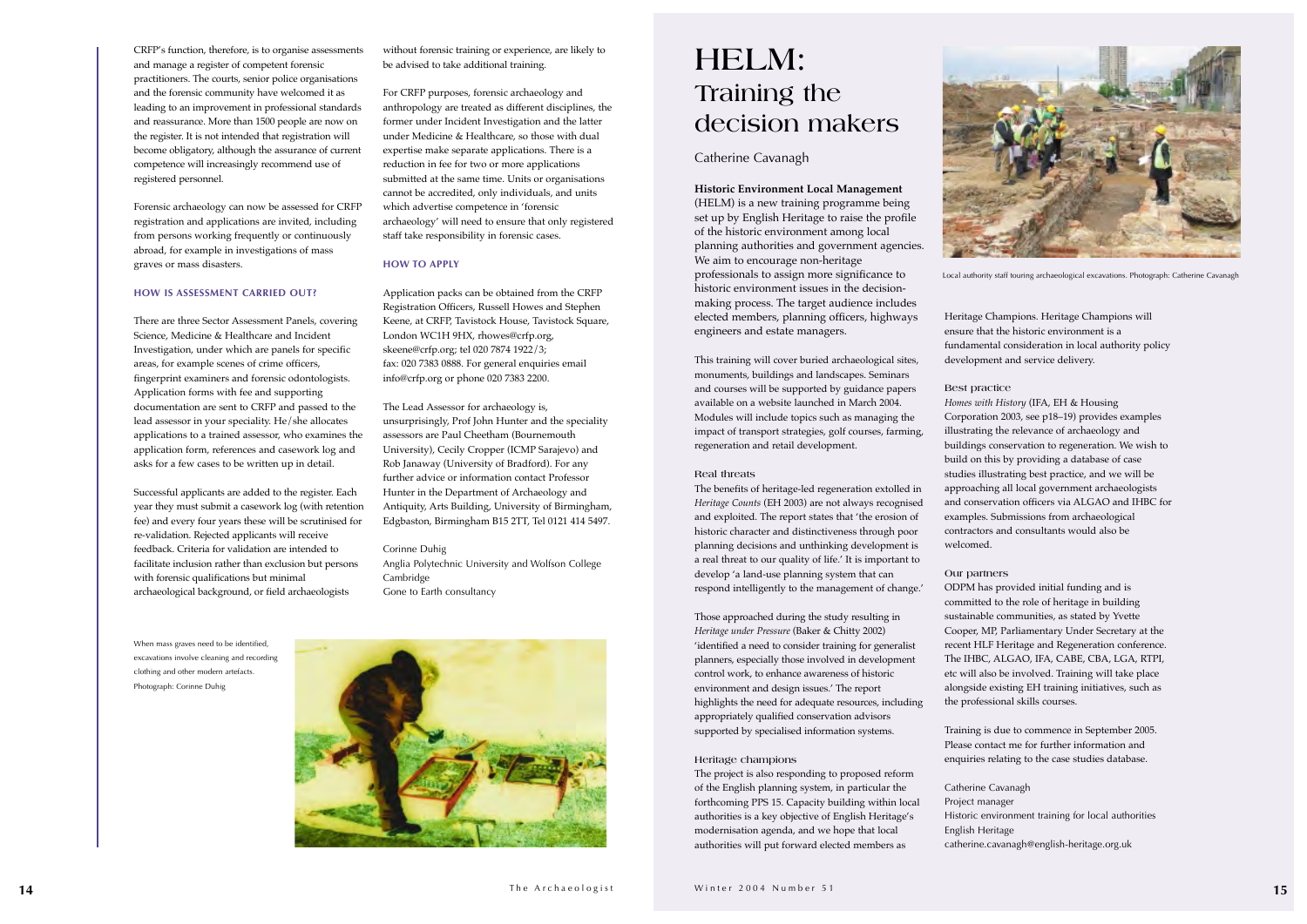CRFP's function, therefore, is to organise assessments and manage a register of competent forensic practitioners. The courts, senior police organisations and the forensic community have welcomed it as leading to an improvement in professional standards and reassurance. More than 1500 people are now on the register. It is not intended that registration will become obligatory, although the assurance of current competence will increasingly recommend use of registered personnel.

Forensic archaeology can now be assessed for CRFP registration and applications are invited, including from persons working frequently or continuously abroad, for example in investigations of mass graves or mass disasters.

### HOW IS ASSESSMENT CARRIED OUT?

There are three Sector Assessment Panels, covering Science, Medicine & Healthcare and Incident Investigation, under which are panels for specific areas, for example scenes of crime officers, fingerprint examiners and forensic odontologists. Application forms with fee and supporting documentation are sent to CRFP and passed to the lead assessor in your speciality. He/she allocates applications to a trained assessor, who examines the application form, references and casework log and asks for a few cases to be written up in detail.

Successful applicants are added to the register. Each year they must submit a casework log (with retention fee) and every four years these will be scrutinised for re-validation. Rejected applicants will receive feedback. Criteria for validation are intended to facilitate inclusion rather than exclusion but persons with forensic qualifications but minimal archaeological background, or field archaeologists without forensic training or experience, are likely to be advised to take additional training.

For CRFP purposes, forensic archaeology and anthropology are treated as different disciplines, the former under Incident Investigation and the latter under Medicine & Healthcare, so those with dual expertise make separate applications. There is a reduction in fee for two or more applications submitted at the same time. Units or organisations cannot be accredited, only individuals, and units which advertise competence in 'forensic archaeology' will need to ensure that only registered staff take responsibility in forensic cases.

### HOW TO APPLY

Application packs can be obtained from the CRFP Registration Officers, Russell Howes and Stephen Keene, at CRFP, Tavistock House, Tavistock Square, London WC1H 9HX, rhowes@crfp.org, skeene@crfp.org; tel 020 7874 1922/3; fax: 020 7383 0888. For general enquiries email info@crfp.org or phone 020 7383 2200.

The Lead Assessor for archaeology is, unsurprisingly, Prof John Hunter and the speciality assessors are Paul Cheetham (Bournemouth University), Cecily Cropper (ICMP Sarajevo) and Rob Janaway (University of Bradford). For any further advice or information contact Professor Hunter in the Department of Archaeology and Antiquity, Arts Building, University of Birmingham, Edgbaston, Birmingham B15 2TT, Tel 0121 414 5497.

Corinne Duhig
Anglia Polytechnic University and Wolfson College Cambridge
Gone to Earth consultancy

When mass graves need to be identified, excavations involve cleaning and recording clothing and other modern artefacts. Photograph: Corinne Duhig

# HELM: Training the decision makers

Catherine Cavanagh

**Historic Environment Local Management** (HELM) is a new training programme being set up by English Heritage to raise the profile of the historic environment among local planning authorities and government agencies. We aim to encourage non-heritage professionals to assign more significance to historic environment issues in the decision-making process. The target audience includes elected members, planning officers, highways engineers and estate managers.

This training will cover buried archaeological sites, monuments, buildings and landscapes. Seminars and courses will be supported by guidance papers available on a website launched in March 2004. Modules will include topics such as managing the impact of transport strategies, golf courses, farming, regeneration and retail development.

Local authority staff touring archaeological excavations. Photograph: Catherine Cavanagh

### Real threats

The benefits of heritage-led regeneration extolled in *Heritage Counts* (EH 2003) are not always recognised and exploited. The report states that 'the erosion of historic character and distinctiveness through poor planning decisions and unthinking development is a real threat to our quality of life.' It is important to develop 'a land-use planning system that can respond intelligently to the management of change.'

Those approached during the study resulting in *Heritage under Pressure* (Baker & Chitty 2002) 'identified a need to consider training for generalist planners, especially those involved in development control work, to enhance awareness of historic environment and design issues.' The report highlights the need for adequate resources, including appropriately qualified conservation advisors supported by specialised information systems.

### Heritage champions

The project is also responding to proposed reform of the English planning system, in particular the forthcoming PPS 15. Capacity building within local authorities is a key objective of English Heritage's modernisation agenda, and we hope that local authorities will put forward elected members as Heritage Champions. Heritage Champions will ensure that the historic environment is a fundamental consideration in local authority policy development and service delivery.

### Best practice

*Homes with History* (IFA, EH & Housing Corporation 2003, see p18–19) provides examples illustrating the relevance of archaeology and buildings conservation to regeneration. We wish to build on this by providing a database of case studies illustrating best practice, and we will be approaching all local government archaeologists and conservation officers via ALGAO and IHBC for examples. Submissions from archaeological contractors and consultants would also be welcomed.

### Our partners

ODPM has provided initial funding and is committed to the role of heritage in building sustainable communities, as stated by Yvette Cooper, MP, Parliamentary Under Secretary at the recent HLF Heritage and Regeneration conference. The IHBC, ALGAO, IFA, CABE, CBA, LGA, RTPI, etc will also be involved. Training will take place alongside existing EH training initiatives, such as the professional skills courses.

Training is due to commence in September 2005. Please contact me for further information and enquiries relating to the case studies database.

Catherine Cavanagh
Project manager
Historic environment training for local authorities
English Heritage
catherine.cavanagh@english-heritage.org.uk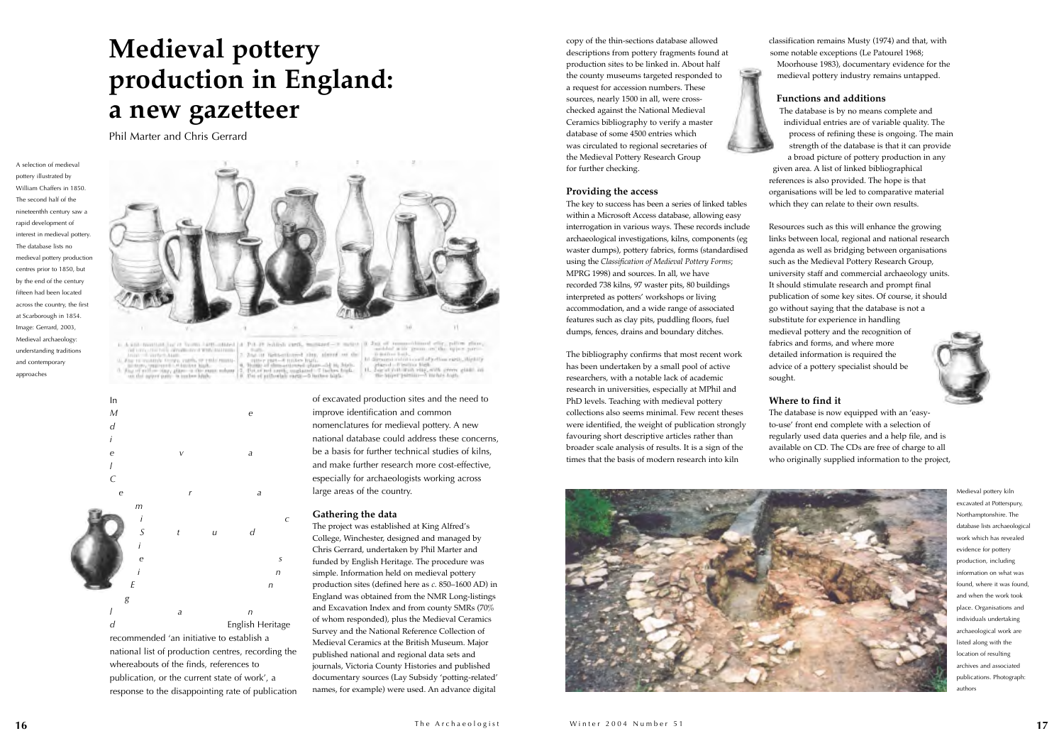# Medieval pottery production in England: a new gazetteer

Phil Marter and Chris Gerrard

A selection of medieval pottery illustrated by William Chaffers in 1850. The second half of the nineteenth century saw a rapid development of interest in medieval pottery. The database lists no medieval pottery production centres prior to 1850, but by the end of the century fifteen had been located across the country, the first at Scarborough in 1854. Image: Gerrard, 2003, Medieval archaeology: understanding traditions and contemporary approaches

In *Medieval Ceramic Studies in England* English Heritage recommended 'an initiative to establish a national list of production centres, recording the whereabouts of the finds, references to publication, or the current state of work', a response to the disappointing rate of publication of excavated production sites and the need to improve identification and common nomenclatures for medieval pottery. A new national database could address these concerns, be a basis for further technical studies of kilns, and make further research more cost-effective, especially for archaeologists working across large areas of the country.

### Gathering the data

The project was established at King Alfred's College, Winchester, designed and managed by Chris Gerrard, undertaken by Phil Marter and funded by English Heritage. The procedure was simple. Information held on medieval pottery production sites (defined here as *c.* 850–1600 AD) in England was obtained from the NMR Long-listings and Excavation Index and from county SMRs (70% of whom responded), plus the Medieval Ceramics Survey and the National Reference Collection of Medieval Ceramics at the British Museum. Major published national and regional data sets and journals, Victoria County Histories and published documentary sources (Lay Subsidy 'potting-related' names, for example) were used. An advance digital copy of the thin-sections database allowed descriptions from pottery fragments found at production sites to be linked in. About half the county museums targeted responded to a request for accession numbers. These sources, nearly 1500 in all, were cross-checked against the National Medieval Ceramics bibliography to verify a master database of some 4500 entries which was circulated to regional secretaries of the Medieval Pottery Research Group for further checking.

### Providing the access

The key to success has been a series of linked tables within a Microsoft Access database, allowing easy interrogation in various ways. These records include archaeological investigations, kilns, components (eg waster dumps), pottery fabrics, forms (standardised using the *Classification of Medieval Pottery Forms*; MPRG 1998) and sources. In all, we have recorded 738 kilns, 97 waster pits, 80 buildings interpreted as potters' workshops or living accommodation, and a wide range of associated features such as clay pits, puddling floors, fuel dumps, fences, drains and boundary ditches.

The bibliography confirms that most recent work has been undertaken by a small pool of active researchers, with a notable lack of academic research in universities, especially at MPhil and PhD levels. Teaching with medieval pottery collections also seems minimal. Few recent theses were identified, the weight of publication strongly favouring short descriptive articles rather than broader scale analysis of results. It is a sign of the times that the basis of modern research into kiln classification remains Musty (1974) and that, with some notable exceptions (Le Patourel 1968; Moorhouse 1983), documentary evidence for the medieval pottery industry remains untapped.

### Functions and additions

The database is by no means complete and individual entries are of variable quality. The process of refining these is ongoing. The main strength of the database is that it can provide a broad picture of pottery production in any given area. A list of linked bibliographical references is also provided. The hope is that organisations will be led to comparative material which they can relate to their own results.

Resources such as this will enhance the growing links between local, regional and national research agenda as well as bridging between organisations such as the Medieval Pottery Research Group, university staff and commercial archaeology units. It should stimulate research and prompt final publication of some key sites. Of course, it should go without saying that the database is not a substitute for experience in handling medieval pottery and the recognition of fabrics and forms, and where more detailed information is required the advice of a pottery specialist should be sought.

### Where to find it

The database is now equipped with an 'easy-to-use' front end complete with a selection of regularly used data queries and a help file, and is available on CD. The CDs are free of charge to all who originally supplied information to the project,

Medieval pottery kiln excavated at Potterspury, Northamptonshire. The database lists archaeological work which has revealed evidence for pottery production, including information on what was found, where it was found, and when the work took place. Organisations and individuals undertaking archaeological work are listed along with the location of resulting archives and associated publications. Photograph: authors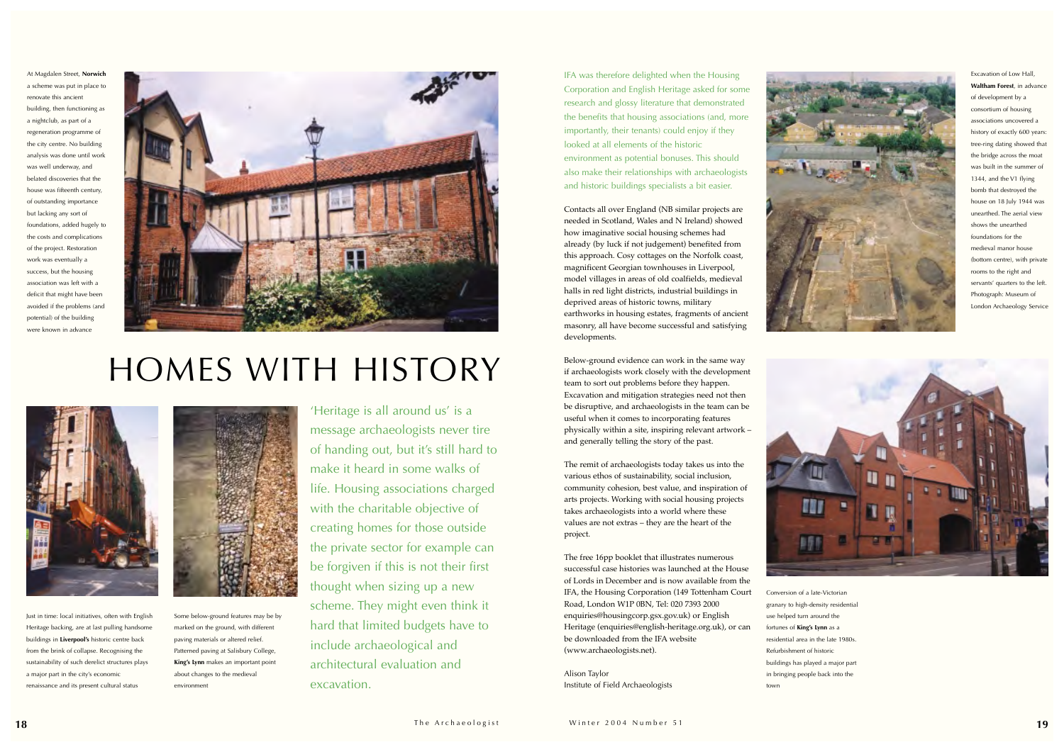# HOMES WITH HISTORY

'Heritage is all around us' is a message archaeologists never tire of handing out, but it's still hard to make it heard in some walks of life. Housing associations charged with the charitable objective of creating homes for those outside the private sector for example can be forgiven if this is not their first thought when sizing up a new scheme. They might even think it hard that limited budgets have to include archaeological and architectural evaluation and excavation.

At Magdalen Street, **Norwich** a scheme was put in place to renovate this ancient building, then functioning as a nightclub, as part of a regeneration programme of the city centre. No building analysis was done until work was well underway, and belated discoveries that the house was fifteenth century, of outstanding importance but lacking any sort of foundations, added hugely to the costs and complications of the project. Restoration work was eventually a success, but the housing association was left with a deficit that might have been avoided if the problems (and potential) of the building were known in advance

Just in time: local initiatives, often with English Heritage backing, are at last pulling handsome buildings in **Liverpool's** historic centre back from the brink of collapse. Recognising the sustainability of such derelict structures plays a major part in the city's economic renaissance and its present cultural status

Some below-ground features may be by marked on the ground, with different paving materials or altered relief. Patterned paving at Salisbury College, **King's Lynn** makes an important point about changes to the medieval environment

IFA was therefore delighted when the Housing Corporation and English Heritage asked for some research and glossy literature that demonstrated the benefits that housing associations (and, more importantly, their tenants) could enjoy if they looked at all elements of the historic environment as potential bonuses. This should also make their relationships with archaeologists and historic buildings specialists a bit easier.

Contacts all over England (NB similar projects are needed in Scotland, Wales and N Ireland) showed how imaginative social housing schemes had already (by luck if not judgement) benefited from this approach. Cosy cottages on the Norfolk coast, magnificent Georgian townhouses in Liverpool, model villages in areas of old coalfields, medieval halls in red light districts, industrial buildings in deprived areas of historic towns, military earthworks in housing estates, fragments of ancient masonry, all have become successful and satisfying developments.

Below-ground evidence can work in the same way if archaeologists work closely with the development team to sort out problems before they happen. Excavation and mitigation strategies need not then be disruptive, and archaeologists in the team can be useful when it comes to incorporating features physically within a site, inspiring relevant artwork – and generally telling the story of the past.

The remit of archaeologists today takes us into the various ethos of sustainability, social inclusion, community cohesion, best value, and inspiration of arts projects. Working with social housing projects takes archaeologists into a world where these values are not extras – they are the heart of the project.

The free 16pp booklet that illustrates numerous successful case histories was launched at the House of Lords in December and is now available from the IFA, the Housing Corporation (149 Tottenham Court Road, London W1P 0BN, Tel: 020 7393 2000 enquiries@housingcorp.gsx.gov.uk) or English Heritage (enquiries@english-heritage.org.uk), or can be downloaded from the IFA website (www.archaeologists.net).

Alison Taylor
Institute of Field Archaeologists

Excavation of Low Hall, **Waltham Forest**, in advance of development by a consortium of housing associations uncovered a history of exactly 600 years: tree-ring dating showed that the bridge across the moat was built in the summer of 1344, and the V1 flying bomb that destroyed the house on 18 July 1944 was unearthed. The aerial view shows the unearthed foundations for the medieval manor house (bottom centre), with private rooms to the right and servants' quarters to the left. Photograph: Museum of London Archaeology Service

Conversion of a late-Victorian granary to high-density residential use helped turn around the fortunes of **King's Lynn** as a residential area in the late 1980s. Refurbishment of historic buildings has played a major part in bringing people back into the town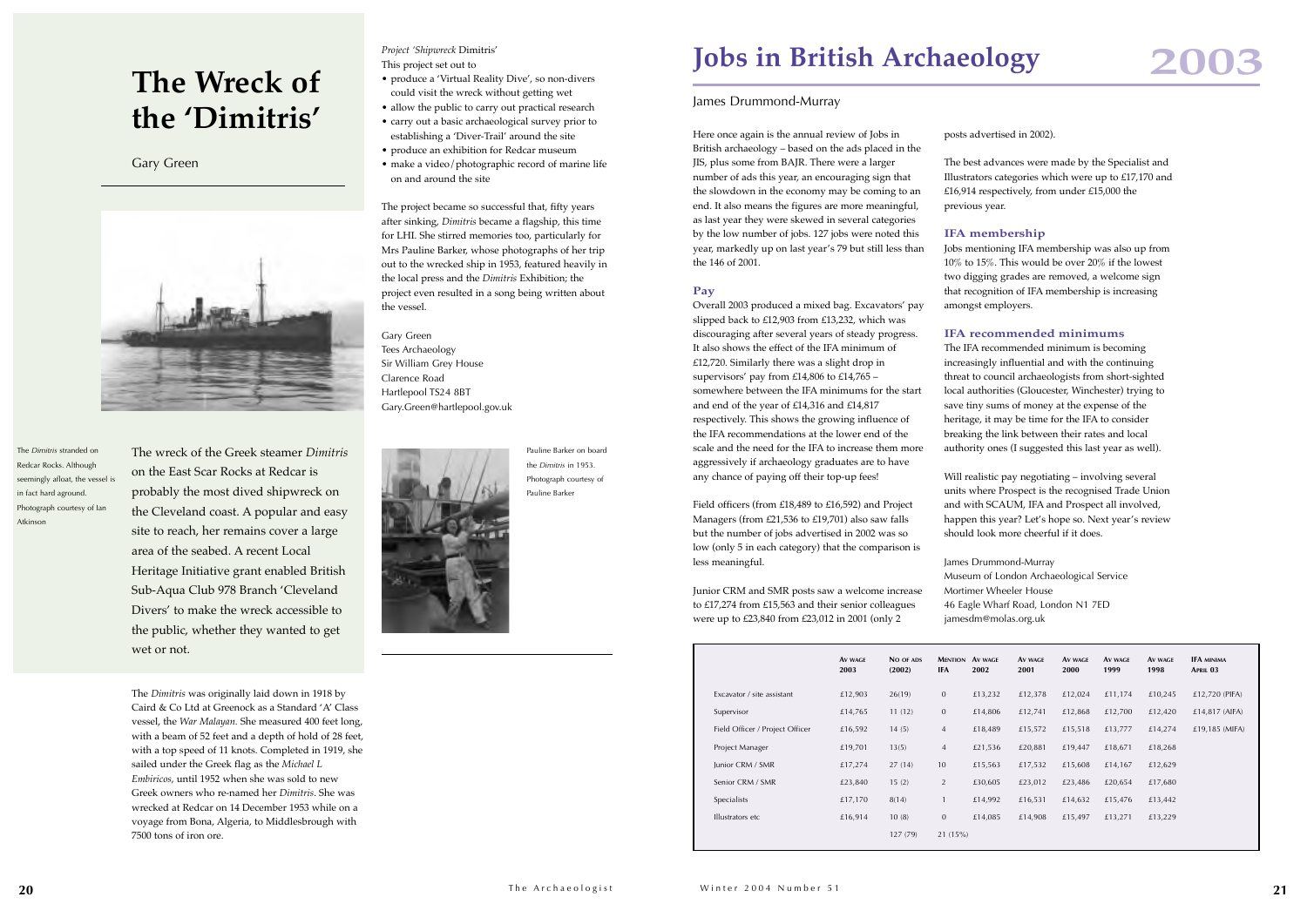# The Wreck of the 'Dimitris'

Gary Green

The *Dimitris* stranded on Redcar Rocks. Although seemingly afloat, the vessel is in fact hard aground. Photograph courtesy of Ian Atkinson

The wreck of the Greek steamer *Dimitris* on the East Scar Rocks at Redcar is probably the most dived shipwreck on the Cleveland coast. A popular and easy site to reach, her remains cover a large area of the seabed. A recent Local Heritage Initiative grant enabled British Sub-Aqua Club 978 Branch 'Cleveland Divers' to make the wreck accessible to the public, whether they wanted to get wet or not.

The *Dimitris* was originally laid down in 1918 by Caird & Co Ltd at Greenock as a Standard 'A' Class vessel, the *War Malayan*. She measured 400 feet long, with a beam of 52 feet and a depth of hold of 28 feet, with a top speed of 11 knots. Completed in 1919, she sailed under the Greek flag as the *Michael L Embiricos*, until 1952 when she was sold to new Greek owners who re-named her *Dimitris*. She was wrecked at Redcar on 14 December 1953 while on a voyage from Bona, Algeria, to Middlesbrough with 7500 tons of iron ore.

*Project 'Shipwreck* Dimitris'

This project set out to

- produce a 'Virtual Reality Dive', so non-divers could visit the wreck without getting wet
- allow the public to carry out practical research
- carry out a basic archaeological survey prior to establishing a 'Diver-Trail' around the site
- produce an exhibition for Redcar museum
- make a video/photographic record of marine life on and around the site

The project became so successful that, fifty years after sinking, *Dimitris* became a flagship, this time for LHI. She stirred memories too, particularly for Mrs Pauline Barker, whose photographs of her trip out to the wrecked ship in 1953, featured heavily in the local press and the *Dimitris* Exhibition; the project even resulted in a song being written about the vessel.

Gary Green
Tees Archaeology
Sir William Grey House
Clarence Road
Hartlepool TS24 8BT
Gary.Green@hartlepool.gov.uk

Pauline Barker on board the *Dimitris* in 1953. Photograph courtesy of Pauline Barker

# Jobs in British Archaeology 2003

James Drummond-Murray

Here once again is the annual review of Jobs in British archaeology – based on the ads placed in the JIS, plus some from BAJR. There were a larger number of ads this year, an encouraging sign that the slowdown in the economy may be coming to an end. It also means the figures are more meaningful, as last year they were skewed in several categories by the low number of jobs. 127 jobs were noted this year, markedly up on last year's 79 but still less than the 146 of 2001.

### Pay

Overall 2003 produced a mixed bag. Excavators' pay slipped back to £12,903 from £13,232, which was discouraging after several years of steady progress. It also shows the effect of the IFA minimum of £12,720. Similarly there was a slight drop in supervisors' pay from £14,806 to £14,765 – somewhere between the IFA minimums for the start and end of the year of £14,316 and £14,817 respectively. This shows the growing influence of the IFA recommendations at the lower end of the scale and the need for the IFA to increase them more aggressively if archaeology graduates are to have any chance of paying off their top-up fees!

Field officers (from £18,489 to £16,592) and Project Managers (from £21,536 to £19,701) also saw falls but the number of jobs advertised in 2002 was so low (only 5 in each category) that the comparison is less meaningful.

Junior CRM and SMR posts saw a welcome increase to £17,274 from £15,563 and their senior colleagues were up to £23,840 from £23,012 in 2001 (only 2 posts advertised in 2002).

The best advances were made by the Specialist and Illustrators categories which were up to £17,170 and £16,914 respectively, from under £15,000 the previous year.

### IFA membership

Jobs mentioning IFA membership was also up from 10% to 15%. This would be over 20% if the lowest two digging grades are removed, a welcome sign that recognition of IFA membership is increasing amongst employers.

### IFA recommended minimums

The IFA recommended minimum is becoming increasingly influential and with the continuing threat to council archaeologists from short-sighted local authorities (Gloucester, Winchester) trying to save tiny sums of money at the expense of the heritage, it may be time for the IFA to consider breaking the link between their rates and local authority ones (I suggested this last year as well).

Will realistic pay negotiating – involving several units where Prospect is the recognised Trade Union and with SCAUM, IFA and Prospect all involved, happen this year? Let's hope so. Next year's review should look more cheerful if it does.

James Drummond-Murray
Museum of London Archaeological Service
Mortimer Wheeler House
46 Eagle Wharf Road, London N1 7ED
jamesdm@molas.org.uk

| | Av wage 2003 | No of ads (2002) | Mention IFA | Av wage 2002 | Av wage 2001 | Av wage 2000 | Av wage 1999 | Av wage 1998 | IFA minima April 03 |
|---|---|---|---|---|---|---|---|---|---|
| Excavator / site assistant | £12,903 | 26(19) | 0 | £13,232 | £12,378 | £12,024 | £11,174 | £10,245 | £12,720 (PIFA) |
| Supervisor | £14,765 | 11 (12) | 0 | £14,806 | £12,741 | £12,868 | £12,700 | £12,420 | £14,817 (AIFA) |
| Field Officer / Project Officer | £16,592 | 14 (5) | 4 | £18,489 | £15,572 | £15,518 | £13,777 | £14,274 | £19,185 (MIFA) |
| Project Manager | £19,701 | 13(5) | 4 | £21,536 | £20,881 | £19,447 | £18,671 | £18,268 | |
| Junior CRM / SMR | £17,274 | 27 (14) | 10 | £15,563 | £17,532 | £15,608 | £14,167 | £12,629 | |
| Senior CRM / SMR | £23,840 | 15 (2) | 2 | £30,605 | £23,012 | £23,486 | £20,654 | £17,680 | |
| Specialists | £17,170 | 8(14) | 1 | £14,992 | £16,531 | £14,632 | £15,476 | £13,442 | |
| Illustrators etc | £16,914 | 10 (8) | 0 | £14,085 | £14,908 | £15,497 | £13,271 | £13,229 | |
| | | 127 (79) | 21 (15%) | | | | | | |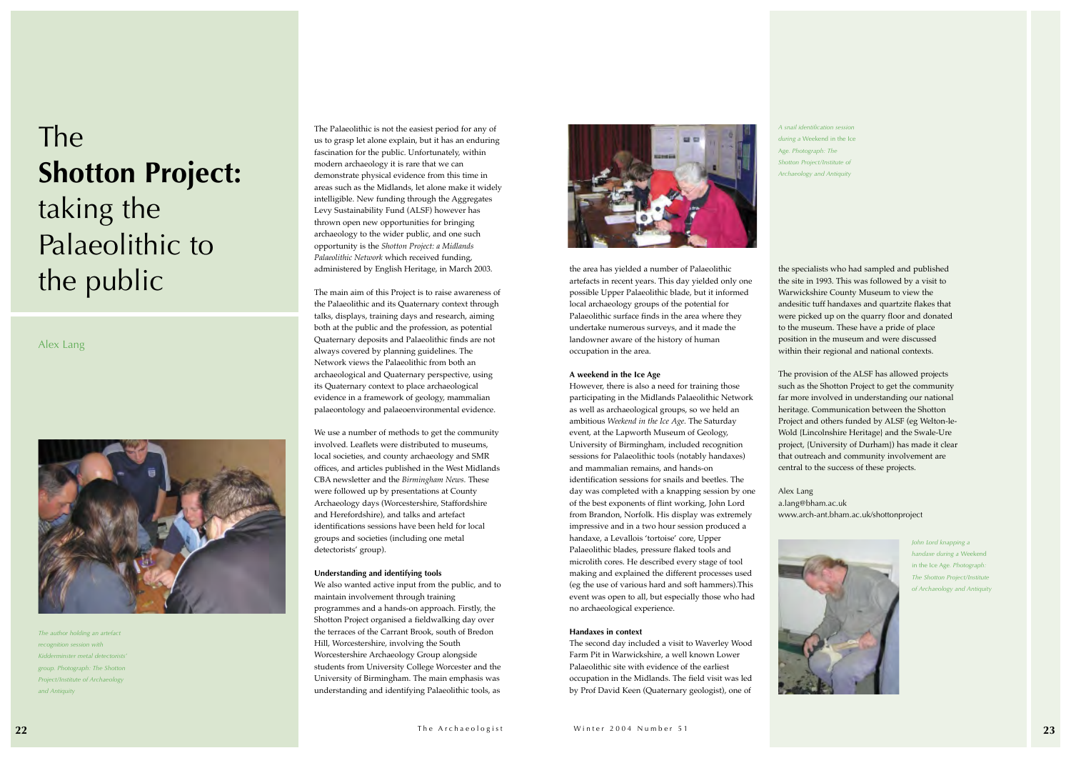# The **Shotton Project:** taking the Palaeolithic to the public

Alex Lang

The Palaeolithic is not the easiest period for any of us to grasp let alone explain, but it has an enduring fascination for the public. Unfortunately, within modern archaeology it is rare that we can demonstrate physical evidence from this time in areas such as the Midlands, let alone make it widely intelligible. New funding through the Aggregates Levy Sustainability Fund (ALSF) however has thrown open new opportunities for bringing archaeology to the wider public, and one such opportunity is the *Shotton Project: a Midlands Palaeolithic Network* which received funding, administered by English Heritage, in March 2003.

The main aim of this Project is to raise awareness of the Palaeolithic and its Quaternary context through talks, displays, training days and research, aiming both at the public and the profession, as potential Quaternary deposits and Palaeolithic finds are not always covered by planning guidelines. The Network views the Palaeolithic from both an archaeological and Quaternary perspective, using its Quaternary context to place archaeological evidence in a framework of geology, mammalian palaeontology and palaeoenvironmental evidence.

We use a number of methods to get the community involved. Leaflets were distributed to museums, local societies, and county archaeology and SMR offices, and articles published in the West Midlands CBA newsletter and the *Birmingham News*. These were followed up by presentations at County Archaeology days (Worcestershire, Staffordshire and Herefordshire), and talks and artefact identifications sessions have been held for local groups and societies (including one metal detectorists' group).

*The author holding an artefact recognition session with Kidderminster metal detectorists' group. Photograph: The Shotton Project/Institute of Archaeology and Antiquity*

#### Understanding and identifying tools

We also wanted active input from the public, and to maintain involvement through training programmes and a hands-on approach. Firstly, the Shotton Project organised a fieldwalking day over the terraces of the Carrant Brook, south of Bredon Hill, Worcestershire, involving the South Worcestershire Archaeology Group alongside students from University College Worcester and the University of Birmingham. The main emphasis was understanding and identifying Palaeolithic tools, as the area has yielded a number of Palaeolithic artefacts in recent years. This day yielded only one possible Upper Palaeolithic blade, but it informed local archaeology groups of the potential for Palaeolithic surface finds in the area where they undertake numerous surveys, and it made the landowner aware of the history of human occupation in the area.

*A snail identification session during a Weekend in the Ice Age. Photograph: The Shotton Project/Institute of Archaeology and Antiquity*

#### A weekend in the Ice Age

However, there is also a need for training those participating in the Midlands Palaeolithic Network as well as archaeological groups, so we held an ambitious *Weekend in the Ice Age*. The Saturday event, at the Lapworth Museum of Geology, University of Birmingham, included recognition sessions for Palaeolithic tools (notably handaxes) and mammalian remains, and hands-on identification sessions for snails and beetles. The day was completed with a knapping session by one of the best exponents of flint working, John Lord from Brandon, Norfolk. His display was extremely impressive and in a two hour session produced a handaxe, a Levallois 'tortoise' core, Upper Palaeolithic blades, pressure flaked tools and microlith cores. He described every stage of tool making and explained the different processes used (eg the use of various hard and soft hammers).This event was open to all, but especially those who had no archaeological experience.

#### Handaxes in context

The second day included a visit to Waverley Wood Farm Pit in Warwickshire, a well known Lower Palaeolithic site with evidence of the earliest occupation in the Midlands. The field visit was led by Prof David Keen (Quaternary geologist), one of the specialists who had sampled and published the site in 1993. This was followed by a visit to Warwickshire County Museum to view the andesitic tuff handaxes and quartzite flakes that were picked up on the quarry floor and donated to the museum. These have a pride of place position in the museum and were discussed within their regional and national contexts.

The provision of the ALSF has allowed projects such as the Shotton Project to get the community far more involved in understanding our national heritage. Communication between the Shotton Project and others funded by ALSF (eg Welton-le-Wold {Lincolnshire Heritage} and the Swale-Ure project, {University of Durham}) has made it clear that outreach and community involvement are central to the success of these projects.

Alex Lang
a.lang@bham.ac.uk
www.arch-ant.bham.ac.uk/shottonproject

*John Lord knapping a handaxe during a Weekend in the Ice Age. Photograph: The Shotton Project/Institute of Archaeology and Antiquity*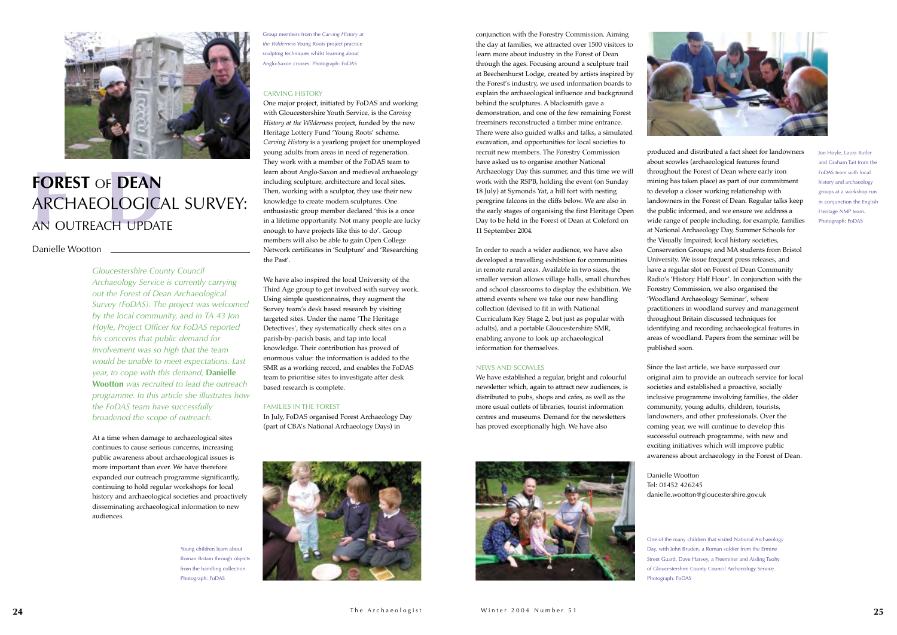# FOREST OF DEAN ARCHAEOLOGICAL SURVEY: AN OUTREACH UPDATE

Danielle Wootton

*Gloucestershire County Council Archaeology Service is currently carrying out the Forest of Dean Archaeological Survey (FoDAS). The project was welcomed by the local community, and in TA 43 Jon Hoyle, Project Officer for FoDAS reported his concerns that public demand for involvement was so high that the team would be unable to meet expectations. Last year, to cope with this demand,* **Danielle Wootton** *was recruited to lead the outreach programme. In this article she illustrates how the FoDAS team have successfully broadened the scope of outreach.*

At a time when damage to archaeological sites continues to cause serious concerns, increasing public awareness about archaeological issues is more important than ever. We have therefore expanded our outreach programme significantly, continuing to hold regular workshops for local history and archaeological societies and proactively disseminating archaeological information to new audiences.

Group members from the *Carving History at the Wilderness* Young Roots project practice sculpting techniques whilst learning about Anglo-Saxon crosses. Photograph: FoDAS

## CARVING HISTORY

One major project, initiated by FoDAS and working with Gloucestershire Youth Service, is the *Carving History at the Wilderness* project, funded by the new Heritage Lottery Fund 'Young Roots' scheme. *Carving History* is a yearlong project for unemployed young adults from areas in need of regeneration. They work with a member of the FoDAS team to learn about Anglo-Saxon and medieval archaeology including sculpture, architecture and local sites. Then, working with a sculptor, they use their new knowledge to create modern sculptures. One enthusiastic group member declared 'this is a once in a lifetime opportunity. Not many people are lucky enough to have projects like this to do'. Group members will also be able to gain Open College Network certificates in 'Sculpture' and 'Researching the Past'.

We have also inspired the local University of the Third Age group to get involved with survey work. Using simple questionnaires, they augment the Survey team's desk based research by visiting targeted sites. Under the name 'The Heritage Detectives', they systematically check sites on a parish-by-parish basis, and tap into local knowledge. Their contribution has proved of enormous value: the information is added to the SMR as a working record, and enables the FoDAS team to prioritise sites to investigate after desk based research is complete.

## FAMILIES IN THE FOREST

In July, FoDAS organised Forest Archaeology Day (part of CBA's National Archaeology Days) in conjunction with the Forestry Commission. Aiming the day at families, we attracted over 1500 visitors to learn more about industry in the Forest of Dean through the ages. Focusing around a sculpture trail at Beechenhurst Lodge, created by artists inspired by the Forest's industry, we used information boards to explain the archaeological influence and background behind the sculptures. A blacksmith gave a demonstration, and one of the few remaining Forest freeminers reconstructed a timber mine entrance. There were also guided walks and talks, a simulated excavation, and opportunities for local societies to recruit new members. The Forestry Commission have asked us to organise another National Archaeology Day this summer, and this time we will work with the RSPB, holding the event (on Sunday 18 July) at Symonds Yat, a hill fort with nesting peregrine falcons in the cliffs below. We are also in the early stages of organising the first Heritage Open Day to be held in the Forest of Dean at Coleford on 11 September 2004.

In order to reach a wider audience, we have also developed a travelling exhibition for communities in remote rural areas. Available in two sizes, the smaller version allows village halls, small churches and school classrooms to display the exhibition. We attend events where we take our new handling collection (devised to fit in with National Curriculum Key Stage 2, but just as popular with adults), and a portable Gloucestershire SMR, enabling anyone to look up archaeological information for themselves.

Young children learn about Roman Britain through objects from the handling collection. Photograph: FoDAS

## NEWS AND SCOWLES

We have established a regular, bright and colourful newsletter which, again to attract new audiences, is distributed to pubs, shops and cafes, as well as the more usual outlets of libraries, tourist information centres and museums. Demand for the newsletters has proved exceptionally high. We have also produced and distributed a fact sheet for landowners about scowles (archaeological features found throughout the Forest of Dean where early iron mining has taken place) as part of our commitment to develop a closer working relationship with landowners in the Forest of Dean. Regular talks keep the public informed, and we ensure we address a wide range of people including, for example, families at National Archaeology Day, Summer Schools for the Visually Impaired; local history societies, Conservation Groups; and MA students from Bristol University. We issue frequent press releases, and have a regular slot on Forest of Dean Community Radio's 'History Half Hour'. In conjunction with the Forestry Commission, we also organised the 'Woodland Archaeology Seminar', where practitioners in woodland survey and management throughout Britain discussed techniques for identifying and recording archaeological features in areas of woodland. Papers from the seminar will be published soon.

Jon Hoyle, Laura Butler and Graham Tait from the FoDAS team with local history and archaeology groups at a workshop run in conjunction the English Heritage NMP team. Photograph: FoDAS

Since the last article, we have surpassed our original aim to provide an outreach service for local societies and established a proactive, socially inclusive programme involving families, the older community, young adults, children, tourists, landowners, and other professionals. Over the coming year, we will continue to develop this successful outreach programme, with new and exciting initiatives which will improve public awareness about archaeology in the Forest of Dean.

Danielle Wootton
Tel: 01452 426245
danielle.wootton@gloucestershire.gov.uk

One of the many children that visited National Archaeology Day, with John Bruden, a Roman soldier from the Ermine Street Guard, Dave Harvey, a Freeminer and Aisling Tuohy of Gloucestershire County Council Archaeology Service. Photograph: FoDAS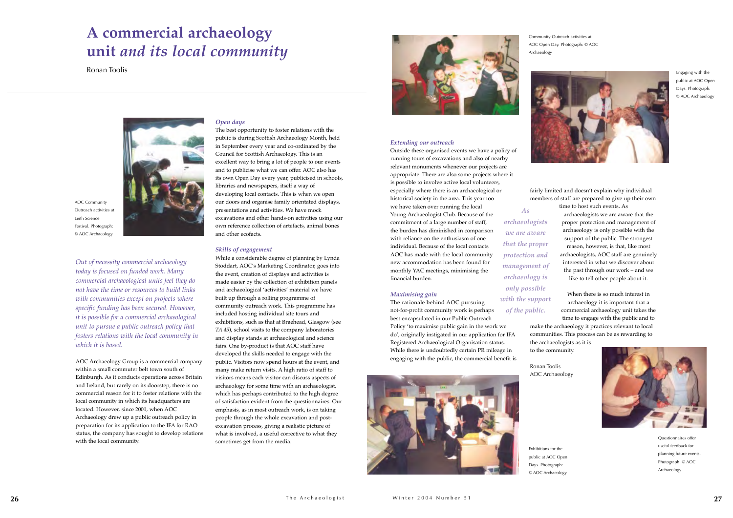# A commercial archaeology unit *and its local community*

Ronan Toolis

AOC Community Outreach activities at Leith Science Festival. Photograph: © AOC Archaeology

*Out of necessity commercial archaeology today is focused on funded work. Many commercial archaeological units feel they do not have the time or resources to build links with communities except on projects where specific funding has been secured. However, it is possible for a commercial archaeological unit to pursue a public outreach policy that fosters relations with the local community in which it is based.*

AOC Archaeology Group is a commercial company within a small commuter belt town south of Edinburgh. As it conducts operations across Britain and Ireland, but rarely on its doorstep, there is no commercial reason for it to foster relations with the local community in which its headquarters are located. However, since 2001, when AOC Archaeology drew up a public outreach policy in preparation for its application to the IFA for RAO status, the company has sought to develop relations with the local community.

### *Open days*

The best opportunity to foster relations with the public is during Scottish Archaeology Month, held in September every year and co-ordinated by the Council for Scottish Archaeology. This is an excellent way to bring a lot of people to our events and to publicise what we can offer. AOC also has its own Open Day every year, publicised in schools, libraries and newspapers, itself a way of developing local contacts. This is when we open our doors and organise family orientated displays, presentations and activities. We have mock excavations and other hands-on activities using our own reference collection of artefacts, animal bones and other ecofacts.

### *Skills of engagement*

While a considerable degree of planning by Lynda Stoddart, AOC's Marketing Coordinator, goes into the event, creation of displays and activities is made easier by the collection of exhibition panels and archaeological 'activities' material we have built up through a rolling programme of community outreach work. This programme has included hosting individual site tours and exhibitions, such as that at Braehead, Glasgow (see *TA 45*), school visits to the company laboratories and display stands at archaeological and science fairs. One by-product is that AOC staff have developed the skills needed to engage with the public. Visitors now spend hours at the event, and many make return visits. A high ratio of staff to visitors means each visitor can discuss aspects of archaeology for some time with an archaeologist, which has perhaps contributed to the high degree of satisfaction evident from the questionnaires. Our emphasis, as in most outreach work, is on taking people through the whole excavation and post-excavation process, giving a realistic picture of what is involved, a useful corrective to what they sometimes get from the media.

Community Outreach activities at AOC Open Day. Photograph: © AOC Archaeology

### *Extending our outreach*

Outside these organised events we have a policy of running tours of excavations and also of nearby relevant monuments whenever our projects are appropriate. There are also some projects where it is possible to involve active local volunteers, especially where there is an archaeological or historical society in the area. This year too we have taken over running the local Young Archaeologist Club. Because of the commitment of a large number of staff, the burden has diminished in comparison with reliance on the enthusiasm of one individual. Because of the local contacts AOC has made with the local community new accommodation has been found for monthly YAC meetings, minimising the financial burden.

### *Maximising gain*

The rationale behind AOC pursuing not-for-profit community work is perhaps best encapsulated in our Public Outreach Policy 'to maximise public gain in the work we do', originally instigated in our application for IFA Registered Archaeological Organisation status. While there is undoubtedly certain PR mileage in engaging with the public, the commercial benefit is fairly limited and doesn't explain why individual members of staff are prepared to give up their own time to host such events. As archaeologists we are aware that the proper protection and management of archaeology is only possible with the support of the public. The strongest reason, however, is that, like most archaeologists, AOC staff are genuinely interested in what we discover about the past through our work – and we like to tell other people about it.

*As archaeologists we are aware that the proper protection and management of archaeology is only possible with the support of the public.*

Engaging with the public at AOC Open Days. Photograph: © AOC Archaeology

When there is so much interest in archaeology it is important that a commercial archaeology unit takes the time to engage with the public and to make the archaeology it practices relevant to local communities. This process can be as rewarding to the archaeologists as it is to the community.

Ronan Toolis
AOC Archaeology

Exhibitions for the public at AOC Open Days. Photograph: © AOC Archaeology

Questionnaires offer useful feedback for planning future events. Photograph: © AOC Archaeology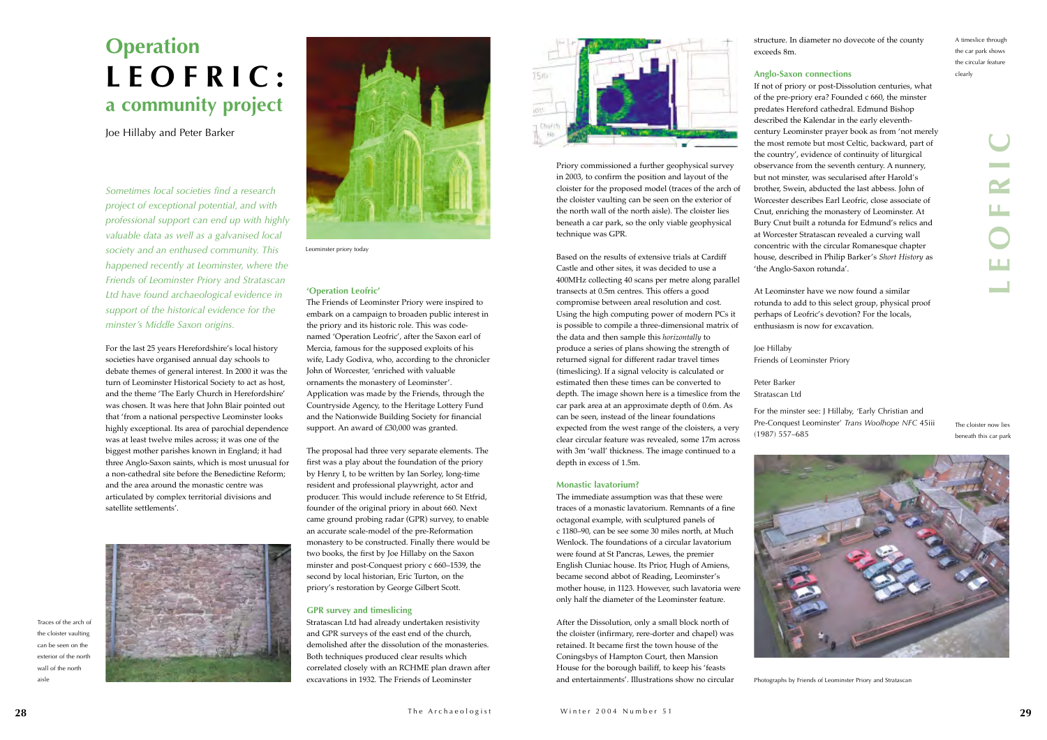# Operation LEOFRIC: a community project

Joe Hillaby and Peter Barker

*Sometimes local societies find a research project of exceptional potential, and with professional support can end up with highly valuable data as well as a galvanised local society and an enthused community. This happened recently at Leominster, where the Friends of Leominster Priory and Stratascan Ltd have found archaeological evidence in support of the historical evidence for the minster's Middle Saxon origins.*

For the last 25 years Herefordshire's local history societies have organised annual day schools to debate themes of general interest. In 2000 it was the turn of Leominster Historical Society to act as host, and the theme 'The Early Church in Herefordshire' was chosen. It was here that John Blair pointed out that 'from a national perspective Leominster looks highly exceptional. Its area of parochial dependence was at least twelve miles across; it was one of the biggest mother parishes known in England; it had three Anglo-Saxon saints, which is most unusual for a non-cathedral site before the Benedictine Reform; and the area around the monastic centre was articulated by complex territorial divisions and satellite settlements'.

Traces of the arch of the cloister vaulting can be seen on the exterior of the north wall of the north aisle

Leominster priory today

### 'Operation Leofric'

The Friends of Leominster Priory were inspired to embark on a campaign to broaden public interest in the priory and its historic role. This was code-named 'Operation Leofric', after the Saxon earl of Mercia, famous for the supposed exploits of his wife, Lady Godiva, who, according to the chronicler John of Worcester, 'enriched with valuable ornaments the monastery of Leominster'. Application was made by the Friends, through the Countryside Agency, to the Heritage Lottery Fund and the Nationwide Building Society for financial support. An award of £30,000 was granted.

The proposal had three very separate elements. The first was a play about the foundation of the priory by Henry I, to be written by Ian Sorley, long-time resident and professional playwright, actor and producer. This would include reference to St Etfrid, founder of the original priory in about 660. Next came ground probing radar (GPR) survey, to enable an accurate scale-model of the pre-Reformation monastery to be constructed. Finally there would be two books, the first by Joe Hillaby on the Saxon minster and post-Conquest priory c 660–1539, the second by local historian, Eric Turton, on the priory's restoration by George Gilbert Scott.

### GPR survey and timeslicing

Stratascan Ltd had already undertaken resistivity and GPR surveys of the east end of the church, demolished after the dissolution of the monasteries. Both techniques produced clear results which correlated closely with an RCHME plan drawn after excavations in 1932. The Friends of Leominster Priory commissioned a further geophysical survey in 2003, to confirm the position and layout of the cloister for the proposed model (traces of the arch of the cloister vaulting can be seen on the exterior of the north wall of the north aisle). The cloister lies beneath a car park, so the only viable geophysical technique was GPR.

Based on the results of extensive trials at Cardiff Castle and other sites, it was decided to use a 400MHz collecting 40 scans per metre along parallel transects at 0.5m centres. This offers a good compromise between areal resolution and cost. Using the high computing power of modern PCs it is possible to compile a three-dimensional matrix of the data and then sample this *horizontally* to produce a series of plans showing the strength of returned signal for different radar travel times (timeslicing). If a signal velocity is calculated or estimated then these times can be converted to depth. The image shown here is a timeslice from the car park area at an approximate depth of 0.6m. As can be seen, instead of the linear foundations expected from the west range of the cloisters, a very clear circular feature was revealed, some 17m across with 3m 'wall' thickness. The image continued to a depth in excess of 1.5m.

### Monastic lavatorium?

The immediate assumption was that these were traces of a monastic lavatorium. Remnants of a fine octagonal example, with sculptured panels of c 1180–90, can be see some 30 miles north, at Much Wenlock. The foundations of a circular lavatorium were found at St Pancras, Lewes, the premier English Cluniac house. Its Prior, Hugh of Amiens, became second abbot of Reading, Leominster's mother house, in 1123. However, such lavatoria were only half the diameter of the Leominster feature.

After the Dissolution, only a small block north of the cloister (infirmary, rere-dorter and chapel) was retained. It became first the town house of the Coningsbys of Hampton Court, then Mansion House for the borough bailiff, to keep his 'feasts and entertainments'. Illustrations show no circular structure. In diameter no dovecote of the county exceeds 8m.

A timeslice through the car park shows the circular feature clearly

### Anglo-Saxon connections

If not of priory or post-Dissolution centuries, what of the pre-priory era? Founded c 660, the minster predates Hereford cathedral. Edmund Bishop described the Kalendar in the early eleventh-century Leominster prayer book as from 'not merely the most remote but most Celtic, backward, part of the country', evidence of continuity of liturgical observance from the seventh century. A nunnery, but not minster, was secularised after Harold's brother, Swein, abducted the last abbess. John of Worcester describes Earl Leofric, close associate of Cnut, enriching the monastery of Leominster. At Bury Cnut built a rotunda for Edmund's relics and at Worcester Stratascan revealed a curving wall concentric with the circular Romanesque chapter house, described in Philip Barker's *Short History* as 'the Anglo-Saxon rotunda'.

At Leominster have we now found a similar rotunda to add to this select group, physical proof perhaps of Leofric's devotion? For the locals, enthusiasm is now for excavation.

Joe Hillaby
Friends of Leominster Priory

Peter Barker
Stratascan Ltd

For the minster see: J Hillaby, 'Early Christian and Pre-Conquest Leominster' *Trans Woolhope NFC* 45iii (1987) 557–685

The cloister now lies beneath this car park

Photographs by Friends of Leominster Priory and Stratascan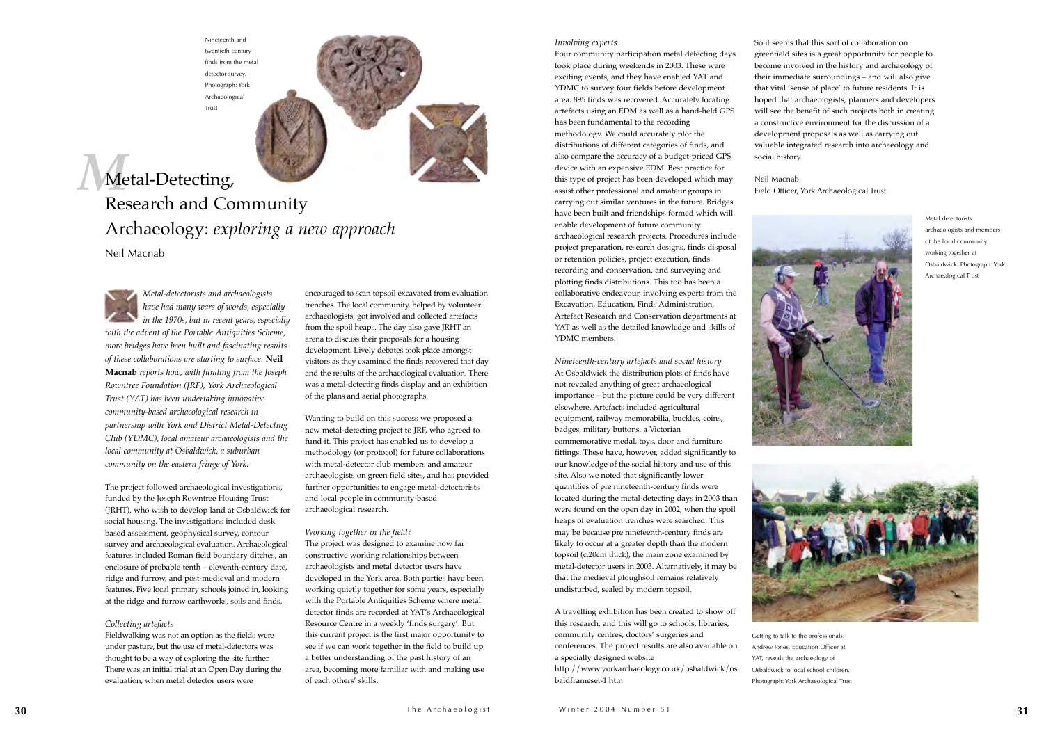Nineteenth and twentieth century finds from the metal detector survey. Photograph: York Archaeological Trust

# Metal-Detecting, Research and Community Archaeology: *exploring a new approach*

Neil Macnab

*Metal-detectorists and archaeologists have had many wars of words, especially in the 1970s, but in recent years, especially with the advent of the Portable Antiquities Scheme, more bridges have been built and fascinating results of these collaborations are starting to surface.* **Neil Macnab** *reports how, with funding from the Joseph Rowntree Foundation (JRF), York Archaeological Trust (YAT) has been undertaking innovative community-based archaeological research in partnership with York and District Metal-Detecting Club (YDMC), local amateur archaeologists and the local community at Osbaldwick, a suburban community on the eastern fringe of York.*

The project followed archaeological investigations, funded by the Joseph Rowntree Housing Trust (JRHT), who wish to develop land at Osbaldwick for social housing. The investigations included desk based assessment, geophysical survey, contour survey and archaeological evaluation. Archaeological features included Roman field boundary ditches, an enclosure of probable tenth – eleventh-century date, ridge and furrow, and post-medieval and modern features. Five local primary schools joined in, looking at the ridge and furrow earthworks, soils and finds.

### *Collecting artefacts*

Fieldwalking was not an option as the fields were under pasture, but the use of metal-detectors was thought to be a way of exploring the site further. There was an initial trial at an Open Day during the evaluation, when metal detector users were encouraged to scan topsoil excavated from evaluation trenches. The local community, helped by volunteer archaeologists, got involved and collected artefacts from the spoil heaps. The day also gave JRHT an arena to discuss their proposals for a housing development. Lively debates took place amongst visitors as they examined the finds recovered that day and the results of the archaeological evaluation. There was a metal-detecting finds display and an exhibition of the plans and aerial photographs.

Wanting to build on this success we proposed a new metal-detecting project to JRF, who agreed to fund it. This project has enabled us to develop a methodology (or protocol) for future collaborations with metal-detector club members and amateur archaeologists on green field sites, and has provided further opportunities to engage metal-detectorists and local people in community-based archaeological research.

### *Working together in the field?*

The project was designed to examine how far constructive working relationships between archaeologists and metal detector users have developed in the York area. Both parties have been working quietly together for some years, especially with the Portable Antiquities Scheme where metal detector finds are recorded at YAT's Archaeological Resource Centre in a weekly 'finds surgery'. But this current project is the first major opportunity to see if we can work together in the field to build up a better understanding of the past history of an area, becoming more familiar with and making use of each others' skills.

### *Involving experts*

Four community participation metal detecting days took place during weekends in 2003. These were exciting events, and they have enabled YAT and YDMC to survey four fields before development area. 895 finds was recovered. Accurately locating artefacts using an EDM as well as a hand-held GPS has been fundamental to the recording methodology. We could accurately plot the distributions of different categories of finds, and also compare the accuracy of a budget-priced GPS device with an expensive EDM. Best practice for this type of project has been developed which may assist other professional and amateur groups in carrying out similar ventures in the future. Bridges have been built and friendships formed which will enable development of future community archaeological research projects. Procedures include project preparation, research designs, finds disposal or retention policies, project execution, finds recording and conservation, and surveying and plotting finds distributions. This too has been a collaborative endeavour, involving experts from the Excavation, Education, Finds Administration, Artefact Research and Conservation departments at YAT as well as the detailed knowledge and skills of YDMC members.

### *Nineteenth-century artefacts and social history*

At Osbaldwick the distribution plots of finds have not revealed anything of great archaeological importance – but the picture could be very different elsewhere. Artefacts included agricultural equipment, railway memorabilia, buckles, coins, badges, military buttons, a Victorian commemorative medal, toys, door and furniture fittings. These have, however, added significantly to our knowledge of the social history and use of this site. Also we noted that significantly lower quantities of pre nineteenth-century finds were located during the metal-detecting days in 2003 than were found on the open day in 2002, when the spoil heaps of evaluation trenches were searched. This may be because pre nineteenth-century finds are likely to occur at a greater depth than the modern topsoil (c.20cm thick), the main zone examined by metal-detector users in 2003. Alternatively, it may be that the medieval ploughsoil remains relatively undisturbed, sealed by modern topsoil.

A travelling exhibition has been created to show off this research, and this will go to schools, libraries, community centres, doctors' surgeries and conferences. The project results are also available on a specially designed website http://www.yorkarchaeology.co.uk/osbaldwick/osbaldframeset-1.htm

So it seems that this sort of collaboration on greenfield sites is a great opportunity for people to become involved in the history and archaeology of their immediate surroundings – and will also give that vital 'sense of place' to future residents. It is hoped that archaeologists, planners and developers will see the benefit of such projects both in creating a constructive environment for the discussion of a development proposals as well as carrying out valuable integrated research into archaeology and social history.

Neil Macnab
Field Officer, York Archaeological Trust

Metal detectorists, archaeologists and members of the local community working together at Osbaldwick. Photograph: York Archaeological Trust

Getting to talk to the professionals: Andrew Jones, Education Officer at YAT, reveals the archaeology of Osbaldwick to local school children. Photograph: York Archaeological Trust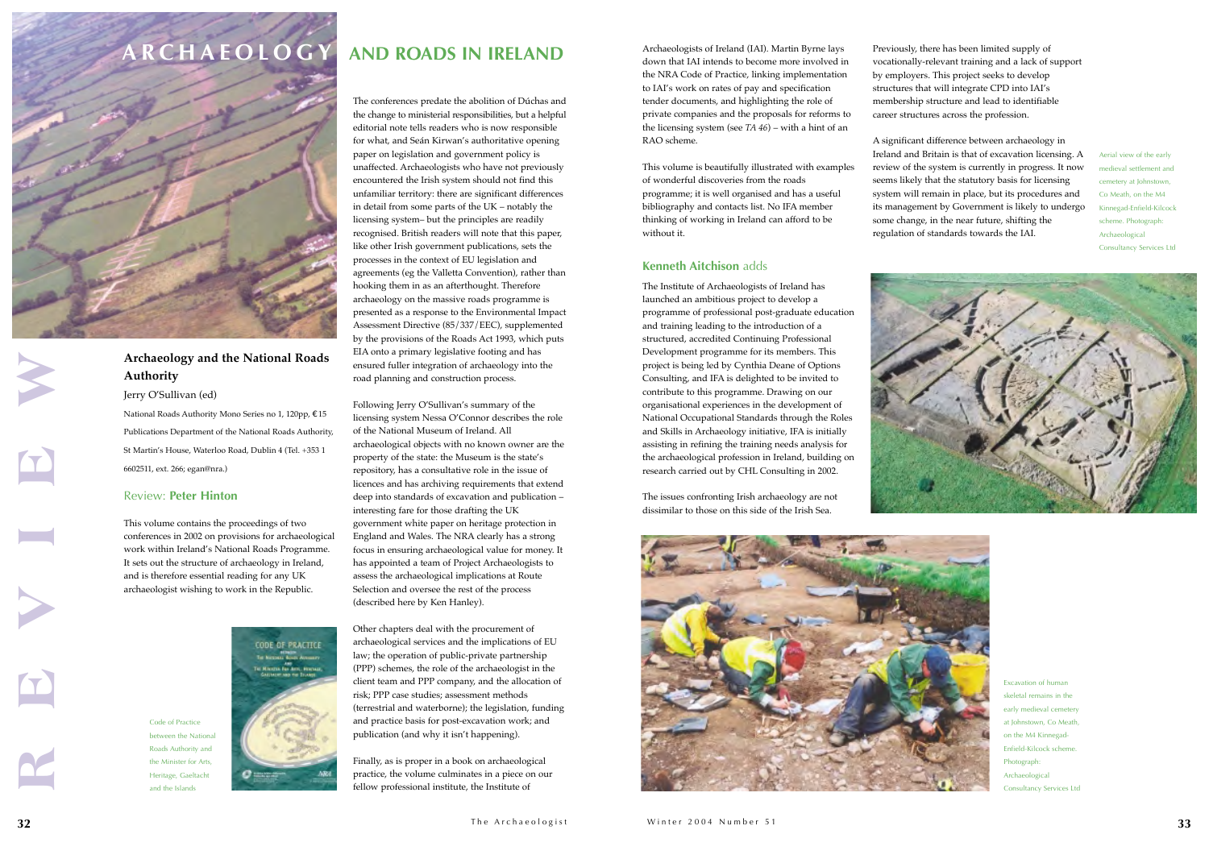# ARCHAEOLOGY AND ROADS IN IRELAND

## Archaeology and the National Roads Authority

Jerry O'Sullivan (ed)

National Roads Authority Mono Series no 1, 120pp, €15

Publications Department of the National Roads Authority, St Martin's House, Waterloo Road, Dublin 4 (Tel. +353 1 6602511, ext. 266; egan@nra.)

### Review: **Peter Hinton**

This volume contains the proceedings of two conferences in 2002 on provisions for archaeological work within Ireland's National Roads Programme. It sets out the structure of archaeology in Ireland, and is therefore essential reading for any UK archaeologist wishing to work in the Republic.

Code of Practice between the National Roads Authority and the Minister for Arts, Heritage, Gaeltacht and the Islands

The conferences predate the abolition of Dúchas and the change to ministerial responsibilities, but a helpful editorial note tells readers who is now responsible for what, and Seán Kirwan's authoritative opening paper on legislation and government policy is unaffected. Archaeologists who have not previously encountered the Irish system should not find this unfamiliar territory: there are significant differences in detail from some parts of the UK – notably the licensing system– but the principles are readily recognised. British readers will note that this paper, like other Irish government publications, sets the processes in the context of EU legislation and agreements (eg the Valletta Convention), rather than hooking them in as an afterthought. Therefore archaeology on the massive roads programme is presented as a response to the Environmental Impact Assessment Directive (85/337/EEC), supplemented by the provisions of the Roads Act 1993, which puts EIA onto a primary legislative footing and has ensured fuller integration of archaeology into the road planning and construction process.

Following Jerry O'Sullivan's summary of the licensing system Nessa O'Connor describes the role of the National Museum of Ireland. All archaeological objects with no known owner are the property of the state: the Museum is the state's repository, has a consultative role in the issue of licences and has archiving requirements that extend deep into standards of excavation and publication – interesting fare for those drafting the UK government white paper on heritage protection in England and Wales. The NRA clearly has a strong focus in ensuring archaeological value for money. It has appointed a team of Project Archaeologists to assess the archaeological implications at Route Selection and oversee the rest of the process (described here by Ken Hanley).

Other chapters deal with the procurement of archaeological services and the implications of EU law; the operation of public-private partnership (PPP) schemes, the role of the archaeologist in the client team and PPP company, and the allocation of risk; PPP case studies; assessment methods (terrestrial and waterborne); the legislation, funding and practice basis for post-excavation work; and publication (and why it isn't happening).

Finally, as is proper in a book on archaeological practice, the volume culminates in a piece on our fellow professional institute, the Institute of Archaeologists of Ireland (IAI). Martin Byrne lays down that IAI intends to become more involved in the NRA Code of Practice, linking implementation to IAI's work on rates of pay and specification tender documents, and highlighting the role of private companies and the proposals for reforms to the licensing system (see *TA 46*) – with a hint of an RAO scheme.

This volume is beautifully illustrated with examples of wonderful discoveries from the roads programme; it is well organised and has a useful bibliography and contacts list. No IFA member thinking of working in Ireland can afford to be without it.

### **Kenneth Aitchison** adds

The Institute of Archaeologists of Ireland has launched an ambitious project to develop a programme of professional post-graduate education and training leading to the introduction of a structured, accredited Continuing Professional Development programme for its members. This project is being led by Cynthia Deane of Options Consulting, and IFA is delighted to be invited to contribute to this programme. Drawing on our organisational experiences in the development of National Occupational Standards through the Roles and Skills in Archaeology initiative, IFA is initially assisting in refining the training needs analysis for the archaeological profession in Ireland, building on research carried out by CHL Consulting in 2002.

The issues confronting Irish archaeology are not dissimilar to those on this side of the Irish Sea. Previously, there has been limited supply of vocationally-relevant training and a lack of support by employers. This project seeks to develop structures that will integrate CPD into IAI's membership structure and lead to identifiable career structures across the profession.

A significant difference between archaeology in Ireland and Britain is that of excavation licensing. A review of the system is currently in progress. It now seems likely that the statutory basis for licensing system will remain in place, but its procedures and its management by Government is likely to undergo some change, in the near future, shifting the regulation of standards towards the IAI.

Aerial view of the early medieval settlement and cemetery at Johnstown, Co Meath, on the M4 Kinnegad-Enfield-Kilcock scheme. Photograph: Archaeological Consultancy Services Ltd

Excavation of human skeletal remains in the early medieval cemetery at Johnstown, Co Meath, on the M4 Kinnegad-Enfield-Kilcock scheme. Photograph: Archaeological Consultancy Services Ltd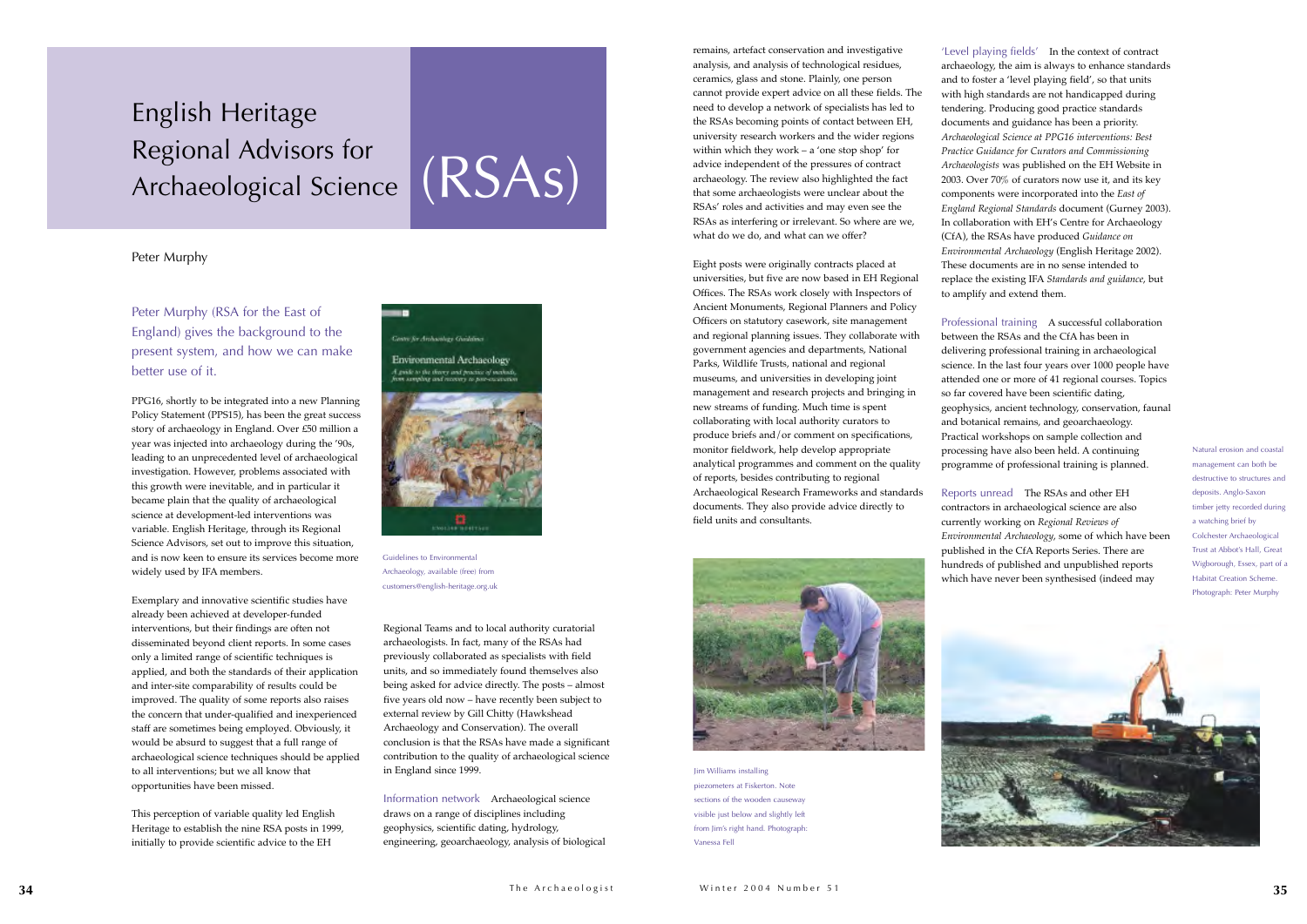# English Heritage Regional Advisors for Archaeological Science (RSAs)

Peter Murphy

Peter Murphy (RSA for the East of England) gives the background to the present system, and how we can make better use of it.

PPG16, shortly to be integrated into a new Planning Policy Statement (PPS15), has been the great success story of archaeology in England. Over £50 million a year was injected into archaeology during the '90s, leading to an unprecedented level of archaeological investigation. However, problems associated with this growth were inevitable, and in particular it became plain that the quality of archaeological science at development-led interventions was variable. English Heritage, through its Regional Science Advisors, set out to improve this situation, and is now keen to ensure its services become more widely used by IFA members.

Exemplary and innovative scientific studies have already been achieved at developer-funded interventions, but their findings are often not disseminated beyond client reports. In some cases only a limited range of scientific techniques is applied, and both the standards of their application and inter-site comparability of results could be improved. The quality of some reports also raises the concern that under-qualified and inexperienced staff are sometimes being employed. Obviously, it would be absurd to suggest that a full range of archaeological science techniques should be applied to all interventions; but we all know that opportunities have been missed.

This perception of variable quality led English Heritage to establish the nine RSA posts in 1999, initially to provide scientific advice to the EH Regional Teams and to local authority curatorial archaeologists. In fact, many of the RSAs had previously collaborated as specialists with field units, and so immediately found themselves also being asked for advice directly. The posts – almost five years old now – have recently been subject to external review by Gill Chitty (Hawkshead Archaeology and Conservation). The overall conclusion is that the RSAs have made a significant contribution to the quality of archaeological science in England since 1999.

Guidelines to Environmental Archaeology, available (free) from customers@english-heritage.org.uk

**Information network** Archaeological science draws on a range of disciplines including geophysics, scientific dating, hydrology, engineering, geoarchaeology, analysis of biological remains, artefact conservation and investigative analysis, and analysis of technological residues, ceramics, glass and stone. Plainly, one person cannot provide expert advice on all these fields. The need to develop a network of specialists has led to the RSAs becoming points of contact between EH, university research workers and the wider regions within which they work – a 'one stop shop' for advice independent of the pressures of contract archaeology. The review also highlighted the fact that some archaeologists were unclear about the RSAs' roles and activities and may even see the RSAs as interfering or irrelevant. So where are we, what do we do, and what can we offer?

Eight posts were originally contracts placed at universities, but five are now based in EH Regional Offices. The RSAs work closely with Inspectors of Ancient Monuments, Regional Planners and Policy Officers on statutory casework, site management and regional planning issues. They collaborate with government agencies and departments, National Parks, Wildlife Trusts, national and regional museums, and universities in developing joint management and research projects and bringing in new streams of funding. Much time is spent collaborating with local authority curators to produce briefs and/or comment on specifications, monitor fieldwork, help develop appropriate analytical programmes and comment on the quality of reports, besides contributing to regional Archaeological Research Frameworks and standards documents. They also provide advice directly to field units and consultants.

Jim Williams installing piezometers at Fiskerton. Note sections of the wooden causeway visible just below and slightly left from Jim's right hand. Photograph: Vanessa Fell

**'Level playing fields'** In the context of contract archaeology, the aim is always to enhance standards and to foster a 'level playing field', so that units with high standards are not handicapped during tendering. Producing good practice standards documents and guidance has been a priority. *Archaeological Science at PPG16 interventions: Best Practice Guidance for Curators and Commissioning Archaeologists* was published on the EH Website in 2003. Over 70% of curators now use it, and its key components were incorporated into the *East of England Regional Standards* document (Gurney 2003). In collaboration with EH's Centre for Archaeology (CfA), the RSAs have produced *Guidance on Environmental Archaeology* (English Heritage 2002). These documents are in no sense intended to replace the existing IFA *Standards and guidance*, but to amplify and extend them.

**Professional training** A successful collaboration between the RSAs and the CfA has been in delivering professional training in archaeological science. In the last four years over 1000 people have attended one or more of 41 regional courses. Topics so far covered have been scientific dating, geophysics, ancient technology, conservation, faunal and botanical remains, and geoarchaeology. Practical workshops on sample collection and processing have also been held. A continuing programme of professional training is planned.

**Reports unread** The RSAs and other EH contractors in archaeological science are also currently working on *Regional Reviews of Environmental Archaeology*, some of which have been published in the CfA Reports Series. There are hundreds of published and unpublished reports which have never been synthesised (indeed may

Natural erosion and coastal management can both be destructive to structures and deposits. Anglo-Saxon timber jetty recorded during a watching brief by Colchester Archaeological Trust at Abbot's Hall, Great Wigborough, Essex, part of a Habitat Creation Scheme. Photograph: Peter Murphy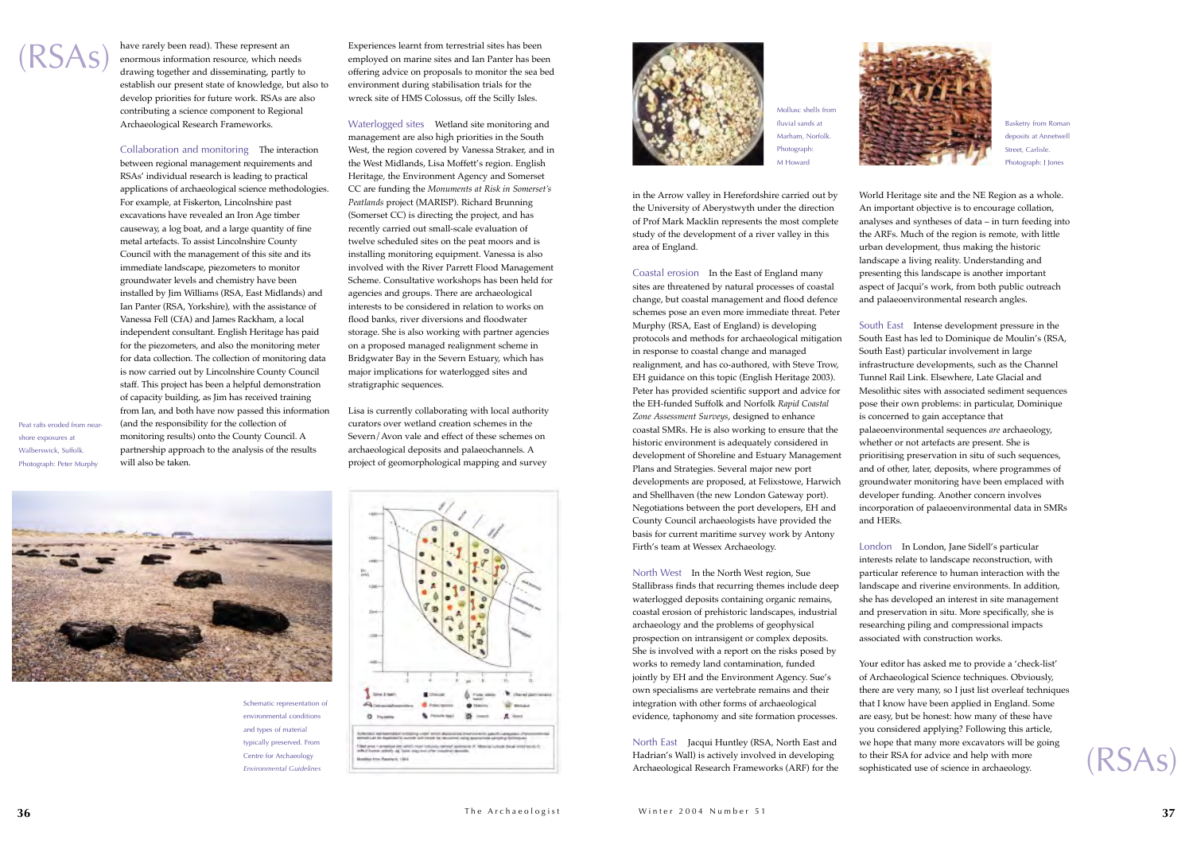have rarely been read). These represent an enormous information resource, which needs drawing together and disseminating, partly to establish our present state of knowledge, but also to develop priorities for future work. RSAs are also contributing a science component to Regional Archaeological Research Frameworks.

**Collaboration and monitoring** The interaction between regional management requirements and RSAs' individual research is leading to practical applications of archaeological science methodologies. For example, at Fiskerton, Lincolnshire past excavations have revealed an Iron Age timber causeway, a log boat, and a large quantity of fine metal artefacts. To assist Lincolnshire County Council with the management of this site and its immediate landscape, piezometers to monitor groundwater levels and chemistry have been installed by Jim Williams (RSA, East Midlands) and Ian Panter (RSA, Yorkshire), with the assistance of Vanessa Fell (CfA) and James Rackham, a local independent consultant. English Heritage has paid for the piezometers, and also the monitoring meter for data collection. The collection of monitoring data is now carried out by Lincolnshire County Council staff. This project has been a helpful demonstration of capacity building, as Jim has received training from Ian, and both have now passed this information (and the responsibility for the collection of monitoring results) onto the County Council. A partnership approach to the analysis of the results will also be taken.

Peat rafts eroded from near-shore exposures at Walberswick, Suffolk. Photograph: Peter Murphy

Experiences learnt from terrestrial sites has been employed on marine sites and Ian Panter has been offering advice on proposals to monitor the sea bed environment during stabilisation trials for the wreck site of HMS Colossus, off the Scilly Isles.

**Waterlogged sites** Wetland site monitoring and management are also high priorities in the South West, the region covered by Vanessa Straker, and in the West Midlands, Lisa Moffett's region. English Heritage, the Environment Agency and Somerset CC are funding the *Monuments at Risk in Somerset's Peatlands* project (MARISP). Richard Brunning (Somerset CC) is directing the project, and has recently carried out small-scale evaluation of twelve scheduled sites on the peat moors and is installing monitoring equipment. Vanessa is also involved with the River Parrett Flood Management Scheme. Consultative workshops has been held for agencies and groups. There are archaeological interests to be considered in relation to works on flood banks, river diversions and floodwater storage. She is also working with partner agencies on a proposed managed realignment scheme in Bridgwater Bay in the Severn Estuary, which has major implications for waterlogged sites and stratigraphic sequences.

Lisa is currently collaborating with local authority curators over wetland creation schemes in the Severn/Avon vale and effect of these schemes on archaeological deposits and palaeochannels. A project of geomorphological mapping and survey in the Arrow valley in Herefordshire carried out by the University of Aberystwyth under the direction of Prof Mark Macklin represents the most complete study of the development of a river valley in this area of England.

Schematic representation of environmental conditions and types of material typically preserved. From Centre for Archaeology *Environmental Guidelines*

Mollusc shells from fluvial sands at Marham, Norfolk. Photograph: M Howard

Basketry from Roman deposits at Annetwell Street, Carlisle. Photograph: J Jones

**Coastal erosion** In the East of England many sites are threatened by natural processes of coastal change, but coastal management and flood defence schemes pose an even more immediate threat. Peter Murphy (RSA, East of England) is developing protocols and methods for archaeological mitigation in response to coastal change and managed realignment, and has co-authored, with Steve Trow, EH guidance on this topic (English Heritage 2003). Peter has provided scientific support and advice for the EH-funded Suffolk and Norfolk *Rapid Coastal Zone Assessment Surveys*, designed to enhance coastal SMRs. He is also working to ensure that the historic environment is adequately considered in development of Shoreline and Estuary Management Plans and Strategies. Several major new port developments are proposed, at Felixstowe, Harwich and Shellhaven (the new London Gateway port). Negotiations between the port developers, EH and County Council archaeologists have provided the basis for current maritime survey work by Antony Firth's team at Wessex Archaeology.

**North West** In the North West region, Sue Stallibrass finds that recurring themes include deep waterlogged deposits containing organic remains, coastal erosion of prehistoric landscapes, industrial archaeology and the problems of geophysical prospection on intransigent or complex deposits. She is involved with a report on the risks posed by works to remedy land contamination, funded jointly by EH and the Environment Agency. Sue's own specialisms are vertebrate remains and their integration with other forms of archaeological evidence, taphonomy and site formation processes.

**North East** Jacqui Huntley (RSA, North East and Hadrian's Wall) is actively involved in developing Archaeological Research Frameworks (ARF) for the World Heritage site and the NE Region as a whole. An important objective is to encourage collation, analyses and syntheses of data – in turn feeding into the ARFs. Much of the region is remote, with little urban development, thus making the historic landscape a living reality. Understanding and presenting this landscape is another important aspect of Jacqui's work, from both public outreach and palaeoenvironmental research angles.

**South East** Intense development pressure in the South East has led to Dominique de Moulin's (RSA, South East) particular involvement in large infrastructure developments, such as the Channel Tunnel Rail Link. Elsewhere, Late Glacial and Mesolithic sites with associated sediment sequences pose their own problems: in particular, Dominique is concerned to gain acceptance that palaeoenvironmental sequences *are* archaeology, whether or not artefacts are present. She is prioritising preservation in situ of such sequences, and of other, later, deposits where programmes of groundwater monitoring have been emplaced with developer funding. Another concern involves incorporation of palaeoenvironmental data in SMRs and HERs.

**London** In London, Jane Sidell's particular interests relate to landscape reconstruction, with particular reference to human interaction with the landscape and riverine environments. In addition, she has developed an interest in site management and preservation in situ. More specifically, she is researching piling and compressional impacts associated with construction works.

Your editor has asked me to provide a 'check-list' of Archaeological Science techniques. Obviously, there are very many, so I just list overleaf techniques that I know have been applied in England. Some are easy, but be honest: how many of these have you considered applying? Following this article, we hope that many more excavators will be going to their RSA for advice and help with more sophisticated use of science in archaeology.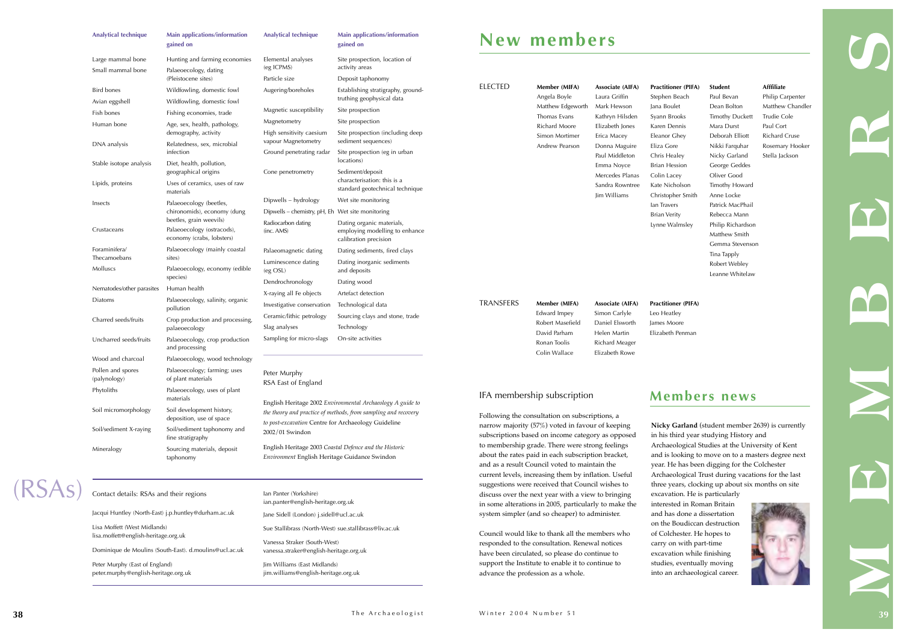| Analytical technique | Main applications/information gained on |
|---|---|
| Large mammal bone | Hunting and farming economies |
| Small mammal bone | Palaeoecology, dating (Pleistocene sites) |
| Bird bones | Wildfowling, domestic fowl |
| Avian eggshell | Wildfowling, domestic fowl |
| Fish bones | Fishing economies, trade |
| Human bone | Age, sex, health, pathology, demography, activity |
| DNA analysis | Relatedness, sex, microbial infection |
| Stable isotope analysis | Diet, health, pollution, geographical origins |
| Lipids, proteins | Uses of ceramics, uses of raw materials |
| Insects | Palaeoecology (beetles, chironomids), economy (dung beetles, grain weevils) |
| Crustaceans | Palaeoecology (ostracods), economy (crabs, lobsters) |
| Foraminifera/ Thecamoebans | Palaeoecology (mainly coastal sites) |
| Molluscs | Palaeoecology, economy (edible species) |
| Nematodes/other parasites | Human health |
| Diatoms | Palaeoecology, salinity, organic pollution |
| Charred seeds/fruits | Crop production and processing, palaeoecology |
| Uncharred seeds/fruits | Palaeoecology, crop production and processing |
| Wood and charcoal | Palaeoecology, wood technology |
| Pollen and spores (palynology) | Palaeoecology; farming; uses of plant materials |
| Phytoliths | Palaeoecology, uses of plant materials |
| Soil micromorphology | Soil development history, deposition, use of space |
| Soil/sediment X-raying | Soil/sediment taphonomy and fine stratigraphy |
| Mineralogy | Sourcing materials, deposit taphonomy |
| Elemental analyses (eg ICPMS) | Site prospection, location of activity areas |
| Particle size | Deposit taphonomy |
| Augering/boreholes | Establishing stratigraphy, ground-truthing geophysical data |
| Magnetic susceptibility | Site prospection |
| Magnetometry | Site prospection |
| High sensitivity caesium vapour Magnetometry | Site prospection (including deep sediment sequences) |
| Ground penetrating radar | Site prospection (eg in urban locations) |
| Cone penetrometry | Sediment/deposit characterisation: this is a standard geotechnical technique |
| Dipwells – hydrology | Wet site monitoring |
| Dipwells – chemistry, pH, Eh | Wet site monitoring |
| Radiocarbon dating (inc. AMS) | Dating organic materials, employing modelling to enhance calibration precision |
| Palaeomagnetic dating | Dating sediments, fired clays |
| Luminescence dating (eg OSL) | Dating inorganic sediments and deposits |
| Dendrochronology | Dating wood |
| X-raying all Fe objects | Artefact detection |
| Investigative conservation | Technological data |
| Ceramic/lithic petrology | Sourcing clays and stone, trade |
| Slag analyses | Technology |
| Sampling for micro-slags | On-site activities |

Peter Murphy
RSA East of England

English Heritage 2002 *Environmental Archaeology A guide to the theory and practice of methods, from sampling and recovery to post-excavation* Centre for Archaeology Guideline 2002/01 Swindon

English Heritage 2003 *Coastal Defence and the Historic Environment* English Heritage Guidance Swindon

## (RSAs)

Contact details: RSAs and their regions

Jacqui Huntley (North-East) j.p.huntley@durham.ac.uk

Lisa Moffett (West Midlands) lisa.moffett@english-heritage.org.uk

Dominique de Moulins (South-East). d.moulins@ucl.ac.uk

Peter Murphy (East of England) peter.murphy@english-heritage.org.uk

Ian Panter (Yorkshire) ian.panter@english-heritage.org.uk

Jane Sidell (London) j.sidell@ucl.ac.uk

Sue Stallibrass (North-West) sue.stallibrass@liv.ac.uk

Vanessa Straker (South-West) vanessa.straker@english-heritage.org.uk

Jim Williams (East Midlands) jim.williams@english-heritage.org.uk

# MEMBERS

## New members

**ELECTED**

| Member (MIFA) | Associate (AIFA) | Practitioner (PIFA) | Student | Affiliate |
|---|---|---|---|---|
| Angela Boyle | Laura Griffin | Stephen Beach | Paul Bevan | Philip Carpenter |
| Matthew Edgeworth | Mark Hewson | Jana Boulet | Dean Bolton | Matthew Chandler |
| Thomas Evans | Kathryn Hilsden | Syann Brooks | Timothy Duckett | Trudie Cole |
| Richard Moore | Elizabeth Jones | Karen Dennis | Mara Durst | Paul Cort |
| Simon Mortimer | Erica Macey | Eleanor Ghey | Deborah Elliott | Richard Cruse |
| Andrew Pearson | Donna Maguire | Eliza Gore | Nikki Farquhar | Rosemary Hooker |
| | Paul Middleton | Chris Healey | Nicky Garland | Stella Jackson |
| | Emma Noyce | Brian Hession | George Geddes | |
| | Mercedes Planas | Colin Lacey | Oliver Good | |
| | Sandra Rowntree | Kate Nicholson | Timothy Howard | |
| | Jim Williams | Christopher Smith | Anne Locke | |
| | | Ian Travers | Patrick MacPhail | |
| | | Brian Verity | Rebecca Mann | |
| | | Lynne Walmsley | Philip Richardson | |
| | | | Matthew Smith | |
| | | | Gemma Stevenson | |
| | | | Tina Tapply | |
| | | | Robert Webley | |
| | | | Leanne Whitelaw | |

**TRANSFERS**

| Member (MIFA) | Associate (AIFA) | Practitioner (PIFA) |
|---|---|---|
| Edward Impey | Simon Carlyle | Leo Heatley |
| Robert Masefield | Daniel Elsworth | James Moore |
| David Parham | Helen Martin | Elizabeth Penman |
| Ronan Toolis | Richard Meager | |
| Colin Wallace | Elizabeth Rowe | |

### IFA membership subscription

Following the consultation on subscriptions, a narrow majority (57%) voted in favour of keeping subscriptions based on income category as opposed to membership grade. There were strong feelings about the rates paid in each subscription bracket, and as a result Council voted to maintain the current levels, increasing them by inflation. Useful suggestions were received that Council wishes to discuss over the next year with a view to bringing in some alterations in 2005, particularly to make the system simpler (and so cheaper) to administer.

Council would like to thank all the members who responded to the consultation. Renewal notices have been circulated, so please do continue to support the Institute to enable it to continue to advance the profession as a whole.

## Members news

**Nicky Garland** (student member 2639) is currently in his third year studying History and Archaeological Studies at the University of Kent and is looking to move on to a masters degree next year. He has been digging for the Colchester Archaeological Trust during vacations for the last three years, clocking up about six months on site excavation. He is particularly interested in Roman Britain and has done a dissertation on the Boudiccan destruction of Colchester. He hopes to carry on with part-time excavation while finishing studies, eventually moving into an archaeological career.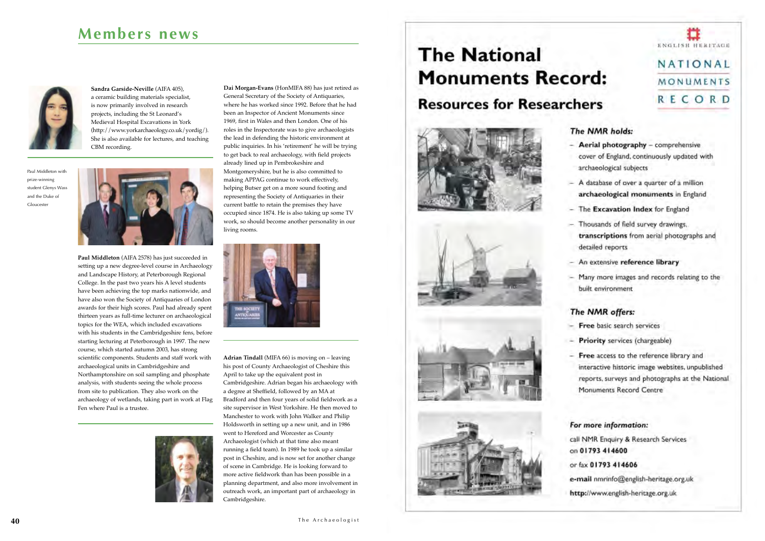# Members news

**Sandra Garside-Neville** (AIFA 405), a ceramic building materials specialist, is now primarily involved in research projects, including the St Leonard's Medieval Hospital Excavations in York (http://www.yorkarchaeology.co.uk/yordig/). She is also available for lectures, and teaching CBM recording.

Paul Middleton with prize-winning student Glenys Wass and the Duke of Gloucester

**Paul Middleton** (AIFA 2578) has just succeeded in setting up a new degree-level course in Archaeology and Landscape History, at Peterborough Regional College. In the past two years his A level students have been achieving the top marks nationwide, and have also won the Society of Antiquaries of London awards for their high scores. Paul had already spent thirteen years as full-time lecturer on archaeological topics for the WEA, which included excavations with his students in the Cambridgeshire fens, before starting lecturing at Peterborough in 1997. The new course, which started autumn 2003, has strong scientific components. Students and staff work with archaeological units in Cambridgeshire and Northamptonshire on soil sampling and phosphate analysis, with students seeing the whole process from site to publication. They also work on the archaeology of wetlands, taking part in work at Flag Fen where Paul is a trustee.

**Dai Morgan-Evans** (HonMIFA 88) has just retired as General Secretary of the Society of Antiquaries, where he has worked since 1992. Before that he had been an Inspector of Ancient Monuments since 1969, first in Wales and then London. One of his roles in the Inspectorate was to give archaeologists the lead in defending the historic environment at public inquiries. In his 'retirement' he will be trying to get back to real archaeology, with field projects already lined up in Pembrokeshire and Montgomeryshire, but he is also committed to making APPAG continue to work effectively, helping Butser get on a more sound footing and representing the Society of Antiquaries in their current battle to retain the premises they have occupied since 1874. He is also taking up some TV work, so should become another personality in our living rooms.

**Adrian Tindall** (MIFA 66) is moving on – leaving his post of County Archaeologist of Cheshire this April to take up the equivalent post in Cambridgeshire. Adrian began his archaeology with a degree at Sheffield, followed by an MA at Bradford and then four years of solid fieldwork as a site supervisor in West Yorkshire. He then moved to Manchester to work with John Walker and Philip Holdsworth in setting up a new unit, and in 1986 went to Hereford and Worcester as County Archaeologist (which at that time also meant running a field team). In 1989 he took up a similar post in Cheshire, and is now set for another change of scene in Cambridge. He is looking forward to more active fieldwork than has been possible in a planning department, and also more involvement in outreach work, an important part of archaeology in Cambridgeshire.

# The National Monuments Record:

## Resources for Researchers

ENGLISH HERITAGE

NATIONAL MONUMENTS RECORD

### *The NMR holds:*

- **Aerial photography** – comprehensive cover of England, continuously updated with archaeological subjects
- A database of over a quarter of a million **archaeological monuments** in England
- The **Excavation Index** for England
- Thousands of field survey drawings, **transcriptions** from aerial photographs and detailed reports
- An extensive **reference library**
- Many more images and records relating to the built environment

### *The NMR offers:*

- **Free** basic search services
- **Priority** services (chargeable)
- **Free** access to the reference library and interactive historic image websites, unpublished reports, surveys and photographs at the National Monuments Record Centre

### *For more information:*

call NMR Enquiry & Research Services on **01793 414600**

or fax **01793 414606**

**e-mail** nmrinfo@english-heritage.org.uk

**http:**//www.english-heritage.org.uk